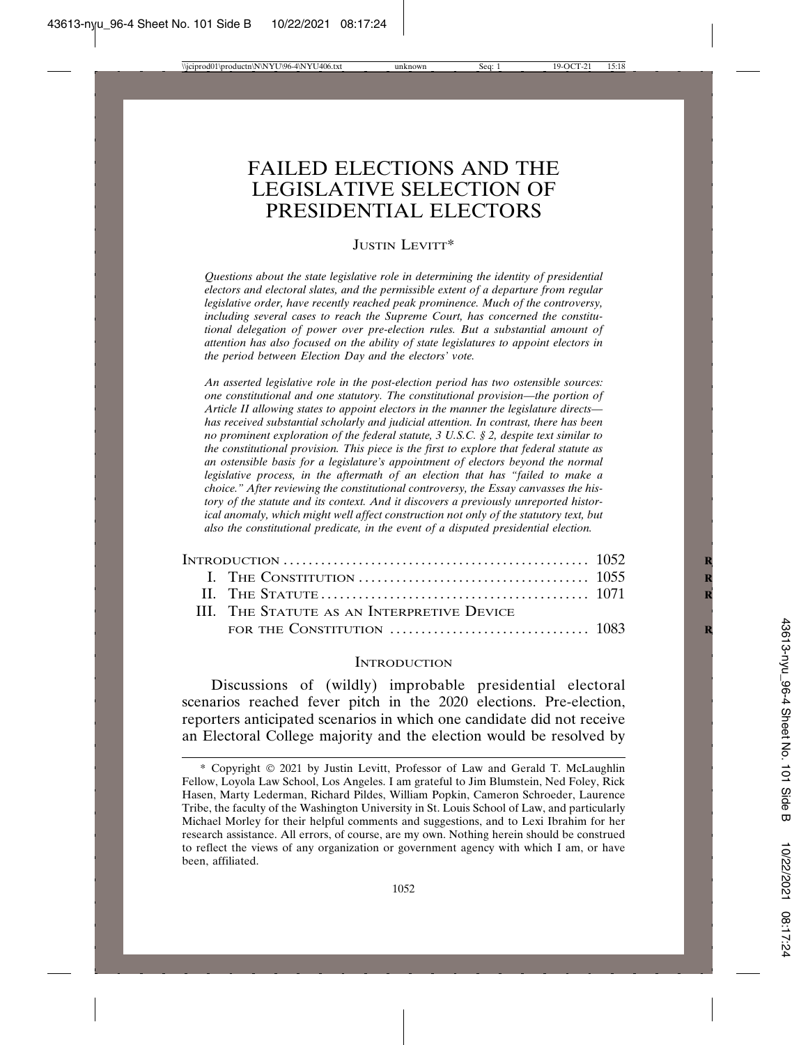# FAILED ELECTIONS AND THE LEGISLATIVE SELECTION OF PRESIDENTIAL ELECTORS

JUSTIN LEVITT*

*Questions about the state legislative role in determining the identity of presidential electors and electoral slates, and the permissible extent of a departure from regular legislative order, have recently reached peak prominence. Much of the controversy, including several cases to reach the Supreme Court, has concerned the constitutional delegation of power over pre-election rules. But a substantial amount of attention has also focused on the ability of state legislatures to appoint electors in the period between Election Day and the electors' vote.*

*An asserted legislative role in the post-election period has two ostensible sources: one constitutional and one statutory. The constitutional provision—the portion of Article II allowing states to appoint electors in the manner the legislature directs—has received substantial scholarly and judicial attention. In contrast, there has been no prominent exploration of the federal statute, 3 U.S.C. § 2, despite text similar to the constitutional provision. This piece is the first to explore that federal statute as an ostensible basis for a legislature's appointment of electors beyond the normal legislative process, in the aftermath of an election that has "failed to make a choice." After reviewing the constitutional controversy, the Essay canvasses the history of the statute and its context. And it discovers a previously unreported historical anomaly, which might well affect construction not only of the statutory text, but also the constitutional predicate, in the event of a disputed presidential election.*

| | |
|---|---|
| INTRODUCTION | 1052 |
| I. THE CONSTITUTION | 1055 |
| II. THE STATUTE | 1071 |
| III. THE STATUTE AS AN INTERPRETIVE DEVICE FOR THE CONSTITUTION | 1083 |

## INTRODUCTION

Discussions of (wildly) improbable presidential electoral scenarios reached fever pitch in the 2020 elections. Pre-election, reporters anticipated scenarios in which one candidate did not receive an Electoral College majority and the election would be resolved by

---

\* Copyright © 2021 by Justin Levitt, Professor of Law and Gerald T. McLaughlin Fellow, Loyola Law School, Los Angeles. I am grateful to Jim Blumstein, Ned Foley, Rick Hasen, Marty Lederman, Richard Pildes, William Popkin, Cameron Schroeder, Laurence Tribe, the faculty of the Washington University in St. Louis School of Law, and particularly Michael Morley for their helpful comments and suggestions, and to Lexi Ibrahim for her research assistance. All errors, of course, are my own. Nothing herein should be construed to reflect the views of any organization or government agency with which I am, or have been, affiliated.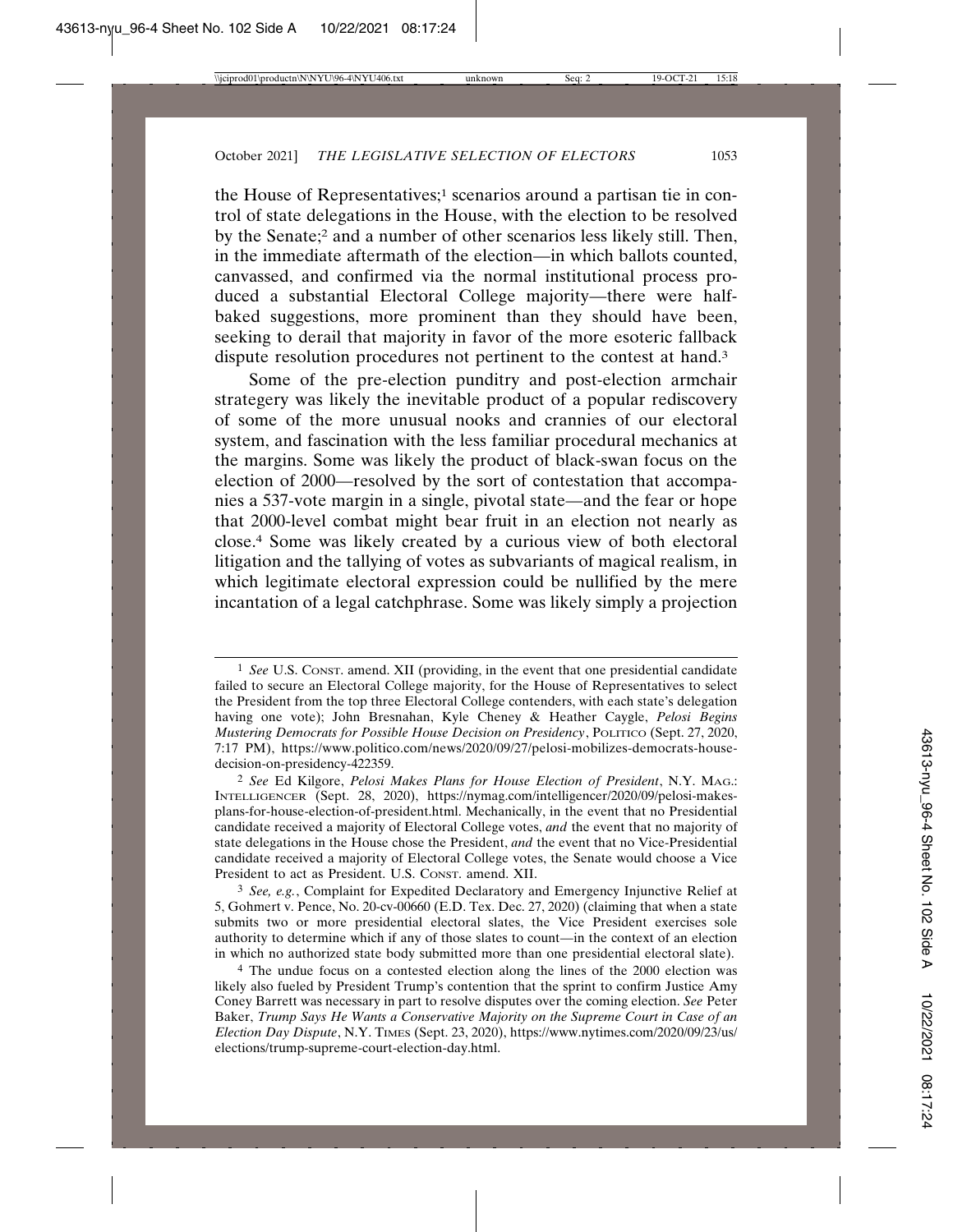the House of Representatives;[1] scenarios around a partisan tie in control of state delegations in the House, with the election to be resolved by the Senate;[2] and a number of other scenarios less likely still. Then, in the immediate aftermath of the election—in which ballots counted, canvassed, and confirmed via the normal institutional process produced a substantial Electoral College majority—there were half-baked suggestions, more prominent than they should have been, seeking to derail that majority in favor of the more esoteric fallback dispute resolution procedures not pertinent to the contest at hand.[3]

Some of the pre-election punditry and post-election armchair strategery was likely the inevitable product of a popular rediscovery of some of the more unusual nooks and crannies of our electoral system, and fascination with the less familiar procedural mechanics at the margins. Some was likely the product of black-swan focus on the election of 2000—resolved by the sort of contestation that accompanies a 537-vote margin in a single, pivotal state—and the fear or hope that 2000-level combat might bear fruit in an election not nearly as close.[4] Some was likely created by a curious view of both electoral litigation and the tallying of votes as subvariants of magical realism, in which legitimate electoral expression could be nullified by the mere incantation of a legal catchphrase. Some was likely simply a projection

---

[1] *See* U.S. CONST. amend. XII (providing, in the event that one presidential candidate failed to secure an Electoral College majority, for the House of Representatives to select the President from the top three Electoral College contenders, with each state's delegation having one vote); John Bresnahan, Kyle Cheney & Heather Caygle, *Pelosi Begins Mustering Democrats for Possible House Decision on Presidency*, POLITICO (Sept. 27, 2020, 7:17 PM), https://www.politico.com/news/2020/09/27/pelosi-mobilizes-democrats-house-decision-on-presidency-422359.

[2] *See* Ed Kilgore, *Pelosi Makes Plans for House Election of President*, N.Y. MAG.: INTELLIGENCER (Sept. 28, 2020), https://nymag.com/intelligencer/2020/09/pelosi-makes-plans-for-house-election-of-president.html. Mechanically, in the event that no Presidential candidate received a majority of Electoral College votes, *and* the event that no majority of state delegations in the House chose the President, *and* the event that no Vice-Presidential candidate received a majority of Electoral College votes, the Senate would choose a Vice President to act as President. U.S. CONST. amend. XII.

[3] *See, e.g.*, Complaint for Expedited Declaratory and Emergency Injunctive Relief at 5, Gohmert v. Pence, No. 20-cv-00660 (E.D. Tex. Dec. 27, 2020) (claiming that when a state submits two or more presidential electoral slates, the Vice President exercises sole authority to determine which if any of those slates to count—in the context of an election in which no authorized state body submitted more than one presidential electoral slate).

[4] The undue focus on a contested election along the lines of the 2000 election was likely also fueled by President Trump's contention that the sprint to confirm Justice Amy Coney Barrett was necessary in part to resolve disputes over the coming election. *See* Peter Baker, *Trump Says He Wants a Conservative Majority on the Supreme Court in Case of an Election Day Dispute*, N.Y. TIMES (Sept. 23, 2020), https://www.nytimes.com/2020/09/23/us/elections/trump-supreme-court-election-day.html.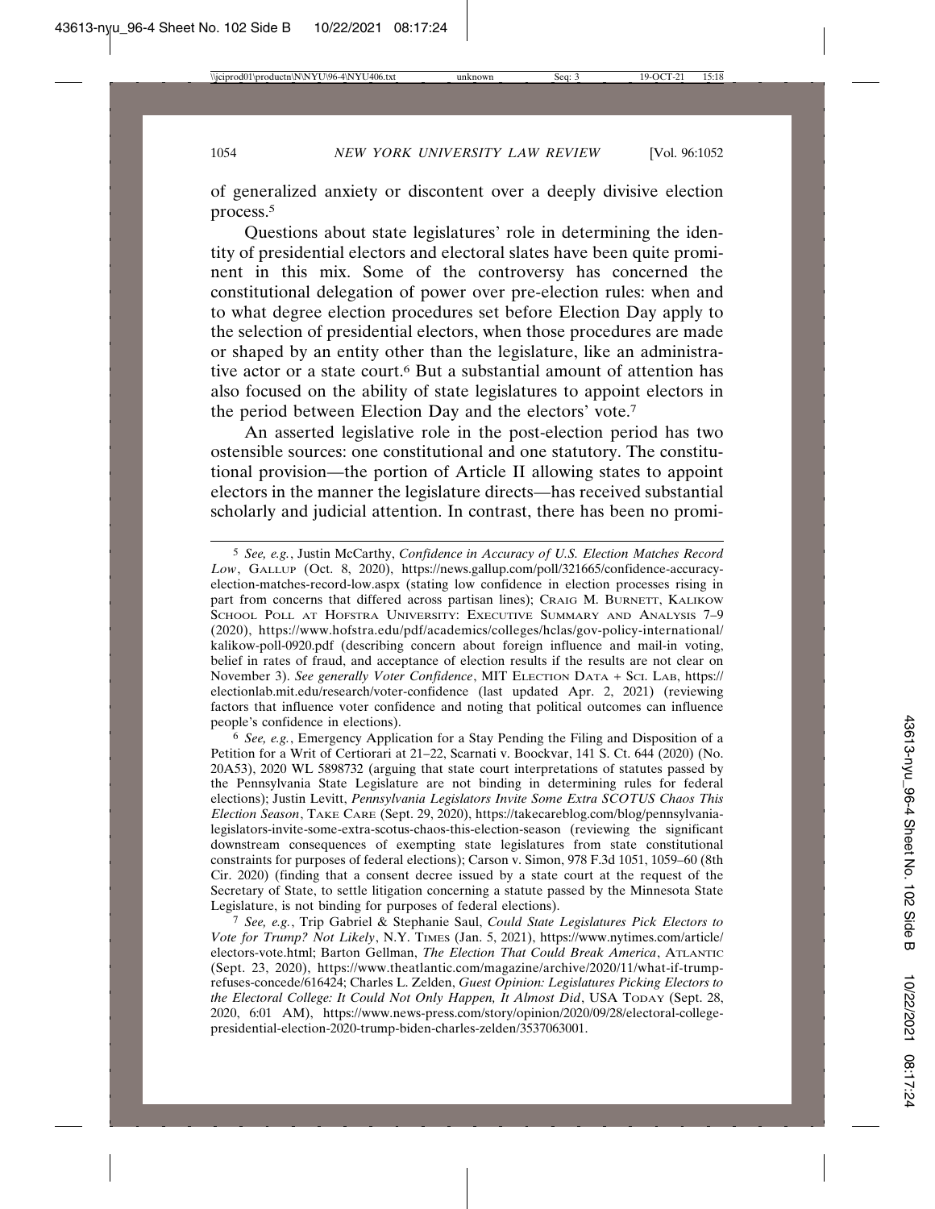of generalized anxiety or discontent over a deeply divisive election process.[5]

Questions about state legislatures' role in determining the identity of presidential electors and electoral slates have been quite prominent in this mix. Some of the controversy has concerned the constitutional delegation of power over pre-election rules: when and to what degree election procedures set before Election Day apply to the selection of presidential electors, when those procedures are made or shaped by an entity other than the legislature, like an administrative actor or a state court.[6] But a substantial amount of attention has also focused on the ability of state legislatures to appoint electors in the period between Election Day and the electors' vote.[7]

An asserted legislative role in the post-election period has two ostensible sources: one constitutional and one statutory. The constitutional provision—the portion of Article II allowing states to appoint electors in the manner the legislature directs—has received substantial scholarly and judicial attention. In contrast, there has been no promi-

---

[5] *See, e.g.*, Justin McCarthy, *Confidence in Accuracy of U.S. Election Matches Record Low*, GALLUP (Oct. 8, 2020), https://news.gallup.com/poll/321665/confidence-accuracy-election-matches-record-low.aspx (stating low confidence in election processes rising in part from concerns that differed across partisan lines); CRAIG M. BURNETT, KALIKOW SCHOOL POLL AT HOFSTRA UNIVERSITY: EXECUTIVE SUMMARY AND ANALYSIS 7–9 (2020), https://www.hofstra.edu/pdf/academics/colleges/hclas/gov-policy-international/kalikow-poll-0920.pdf (describing concern about foreign influence and mail-in voting, belief in rates of fraud, and acceptance of election results if the results are not clear on November 3). *See generally Voter Confidence*, MIT ELECTION DATA + SCI. LAB, https://electionlab.mit.edu/research/voter-confidence (last updated Apr. 2, 2021) (reviewing factors that influence voter confidence and noting that political outcomes can influence people's confidence in elections).

[6] *See, e.g.*, Emergency Application for a Stay Pending the Filing and Disposition of a Petition for a Writ of Certiorari at 21–22, Scarnati v. Boockvar, 141 S. Ct. 644 (2020) (No. 20A53), 2020 WL 5898732 (arguing that state court interpretations of statutes passed by the Pennsylvania State Legislature are not binding in determining rules for federal elections); Justin Levitt, *Pennsylvania Legislators Invite Some Extra SCOTUS Chaos This Election Season*, TAKE CARE (Sept. 29, 2020), https://takecareblog.com/blog/pennsylvania-legislators-invite-some-extra-scotus-chaos-this-election-season (reviewing the significant downstream consequences of exempting state legislatures from state constitutional constraints for purposes of federal elections); Carson v. Simon, 978 F.3d 1051, 1059–60 (8th Cir. 2020) (finding that a consent decree issued by a state court at the request of the Secretary of State, to settle litigation concerning a statute passed by the Minnesota State Legislature, is not binding for purposes of federal elections).

[7] *See, e.g.*, Trip Gabriel & Stephanie Saul, *Could State Legislatures Pick Electors to Vote for Trump? Not Likely*, N.Y. TIMES (Jan. 5, 2021), https://www.nytimes.com/article/electors-vote.html; Barton Gellman, *The Election That Could Break America*, ATLANTIC (Sept. 23, 2020), https://www.theatlantic.com/magazine/archive/2020/11/what-if-trump-refuses-concede/616424; Charles L. Zelden, *Guest Opinion: Legislatures Picking Electors to the Electoral College: It Could Not Only Happen, It Almost Did*, USA TODAY (Sept. 28, 2020, 6:01 AM), https://www.news-press.com/story/opinion/2020/09/28/electoral-college-presidential-election-2020-trump-biden-charles-zelden/3537063001.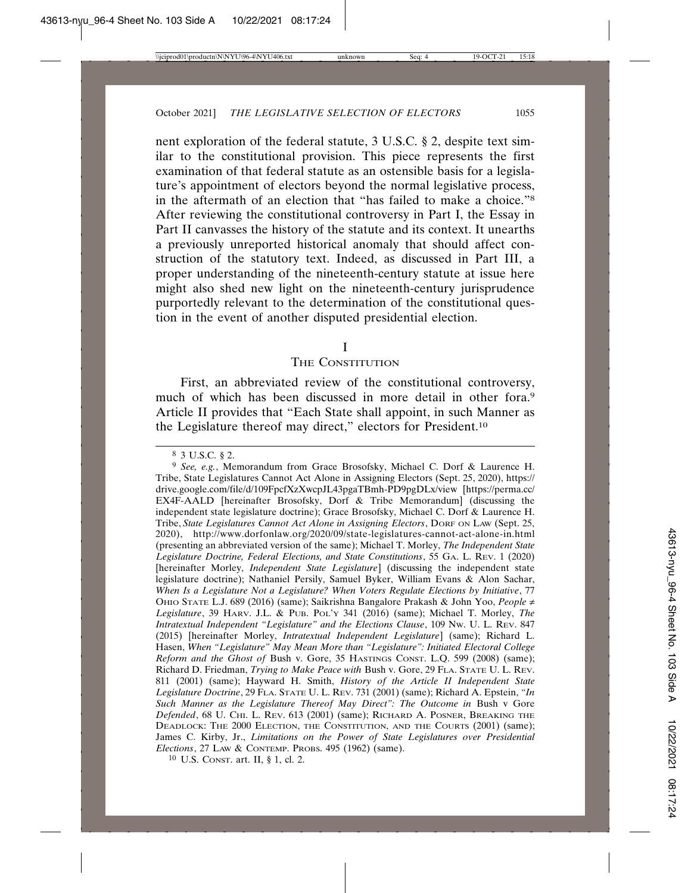nent exploration of the federal statute, 3 U.S.C. § 2, despite text similar to the constitutional provision. This piece represents the first examination of that federal statute as an ostensible basis for a legislature's appointment of electors beyond the normal legislative process, in the aftermath of an election that "has failed to make a choice."[8] After reviewing the constitutional controversy in Part I, the Essay in Part II canvasses the history of the statute and its context. It unearths a previously unreported historical anomaly that should affect construction of the statutory text. Indeed, as discussed in Part III, a proper understanding of the nineteenth-century statute at issue here might also shed new light on the nineteenth-century jurisprudence purportedly relevant to the determination of the constitutional question in the event of another disputed presidential election.

## I
## THE CONSTITUTION

First, an abbreviated review of the constitutional controversy, much of which has been discussed in more detail in other fora.[9] Article II provides that "Each State shall appoint, in such Manner as the Legislature thereof may direct," electors for President.[10]

---

[8] 3 U.S.C. § 2.

[9] *See, e.g.*, Memorandum from Grace Brosofsky, Michael C. Dorf & Laurence H. Tribe, State Legislatures Cannot Act Alone in Assigning Electors (Sept. 25, 2020), https://drive.google.com/file/d/109FpcfXzXwcpJL43pgaTBmh-PD9pgDLx/view [https://perma.cc/EX4F-AALD] [hereinafter Brosofsky, Dorf & Tribe Memorandum] (discussing the independent state legislature doctrine); Grace Brosofsky, Michael C. Dorf & Laurence H. Tribe, *State Legislatures Cannot Act Alone in Assigning Electors*, DORF ON LAW (Sept. 25, 2020), http://www.dorfonlaw.org/2020/09/state-legislatures-cannot-act-alone-in.html (presenting an abbreviated version of the same); Michael T. Morley, *The Independent State Legislature Doctrine, Federal Elections, and State Constitutions*, 55 GA. L. REV. 1 (2020) [hereinafter Morley, *Independent State Legislature*] (discussing the independent state legislature doctrine); Nathaniel Persily, Samuel Byker, William Evans & Alon Sachar, *When Is a Legislature Not a Legislature? When Voters Regulate Elections by Initiative*, 77 OHIO STATE L.J. 689 (2016) (same); Saikrishna Bangalore Prakash & John Yoo, *People ≠ Legislature*, 39 HARV. J.L. & PUB. POL'Y 341 (2016) (same); Michael T. Morley, *The Intratextual Independent "Legislature" and the Elections Clause*, 109 NW. U. L. REV. 847 (2015) [hereinafter Morley, *Intratextual Independent Legislature*] (same); Richard L. Hasen, *When "Legislature" May Mean More than "Legislature": Initiated Electoral College Reform and the Ghost of* Bush v. Gore, 35 HASTINGS CONST. L.Q. 599 (2008) (same); Richard D. Friedman, *Trying to Make Peace with* Bush v. Gore, 29 FLA. STATE U. L. REV. 811 (2001) (same); Hayward H. Smith, *History of the Article II Independent State Legislature Doctrine*, 29 FLA. STATE U. L. REV. 731 (2001) (same); Richard A. Epstein, *"In Such Manner as the Legislature Thereof May Direct": The Outcome in* Bush v Gore *Defended*, 68 U. CHI. L. REV. 613 (2001) (same); RICHARD A. POSNER, BREAKING THE DEADLOCK: THE 2000 ELECTION, THE CONSTITUTION, AND THE COURTS (2001) (same); James C. Kirby, Jr., *Limitations on the Power of State Legislatures over Presidential Elections*, 27 LAW & CONTEMP. PROBS. 495 (1962) (same).

[10] U.S. CONST. art. II, § 1, cl. 2.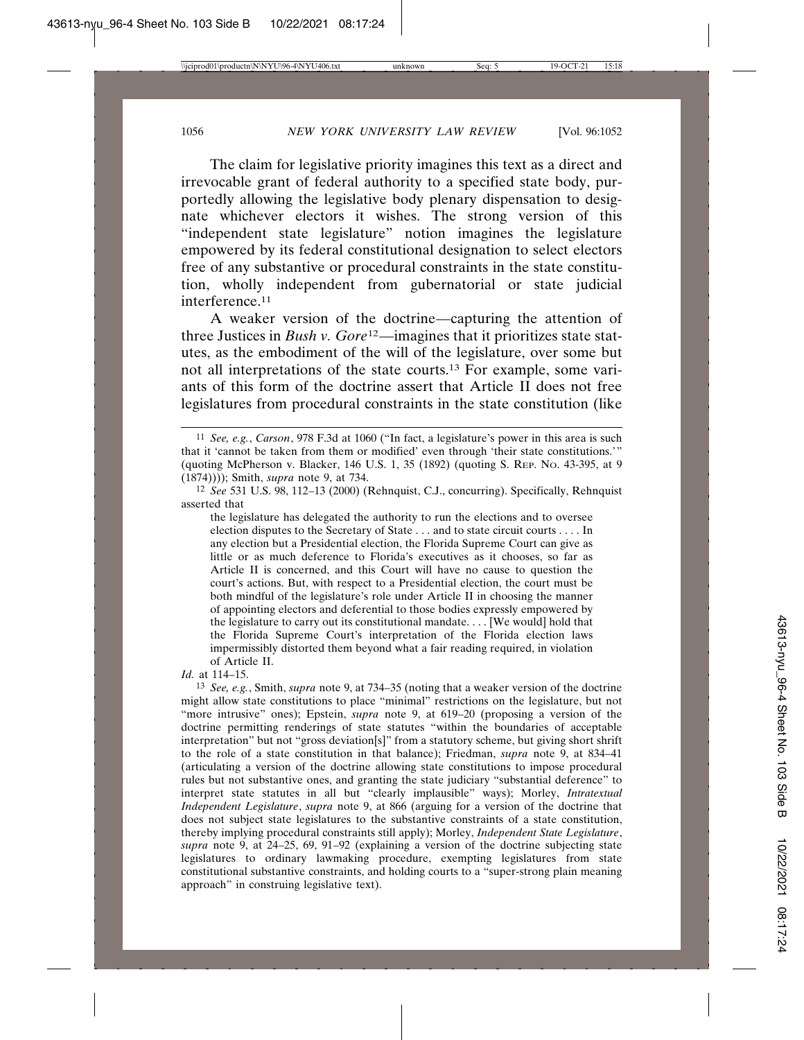The claim for legislative priority imagines this text as a direct and irrevocable grant of federal authority to a specified state body, purportedly allowing the legislative body plenary dispensation to designate whichever electors it wishes. The strong version of this "independent state legislature" notion imagines the legislature empowered by its federal constitutional designation to select electors free of any substantive or procedural constraints in the state constitution, wholly independent from gubernatorial or state judicial interference.[11]

A weaker version of the doctrine—capturing the attention of three Justices in *Bush v. Gore*[12]—imagines that it prioritizes state statutes, as the embodiment of the will of the legislature, over some but not all interpretations of the state courts.[13] For example, some variants of this form of the doctrine assert that Article II does not free legislatures from procedural constraints in the state constitution (like

---

[11] *See, e.g.*, *Carson*, 978 F.3d at 1060 ("In fact, a legislature's power in this area is such that it 'cannot be taken from them or modified' even through 'their state constitutions.'" (quoting McPherson v. Blacker, 146 U.S. 1, 35 (1892) (quoting S. REP. NO. 43-395, at 9 (1874)))); Smith, *supra* note 9, at 734.

[12] *See* 531 U.S. 98, 112–13 (2000) (Rehnquist, C.J., concurring). Specifically, Rehnquist asserted that

> the legislature has delegated the authority to run the elections and to oversee election disputes to the Secretary of State . . . and to state circuit courts . . . . In any election but a Presidential election, the Florida Supreme Court can give as little or as much deference to Florida's executives as it chooses, so far as Article II is concerned, and this Court will have no cause to question the court's actions. But, with respect to a Presidential election, the court must be both mindful of the legislature's role under Article II in choosing the manner of appointing electors and deferential to those bodies expressly empowered by the legislature to carry out its constitutional mandate. . . . [We would] hold that the Florida Supreme Court's interpretation of the Florida election laws impermissibly distorted them beyond what a fair reading required, in violation of Article II.

*Id.* at 114–15.

[13] *See, e.g.*, Smith, *supra* note 9, at 734–35 (noting that a weaker version of the doctrine might allow state constitutions to place "minimal" restrictions on the legislature, but not "more intrusive" ones); Epstein, *supra* note 9, at 619–20 (proposing a version of the doctrine permitting renderings of state statutes "within the boundaries of acceptable interpretation" but not "gross deviation[s]" from a statutory scheme, but giving short shrift to the role of a state constitution in that balance); Friedman, *supra* note 9, at 834–41 (articulating a version of the doctrine allowing state constitutions to impose procedural rules but not substantive ones, and granting the state judiciary "substantial deference" to interpret state statutes in all but "clearly implausible" ways); Morley, *Intratextual Independent Legislature*, *supra* note 9, at 866 (arguing for a version of the doctrine that does not subject state legislatures to the substantive constraints of a state constitution, thereby implying procedural constraints still apply); Morley, *Independent State Legislature*, *supra* note 9, at 24–25, 69, 91–92 (explaining a version of the doctrine subjecting state legislatures to ordinary lawmaking procedure, exempting legislatures from state constitutional substantive constraints, and holding courts to a "super-strong plain meaning approach" in construing legislative text).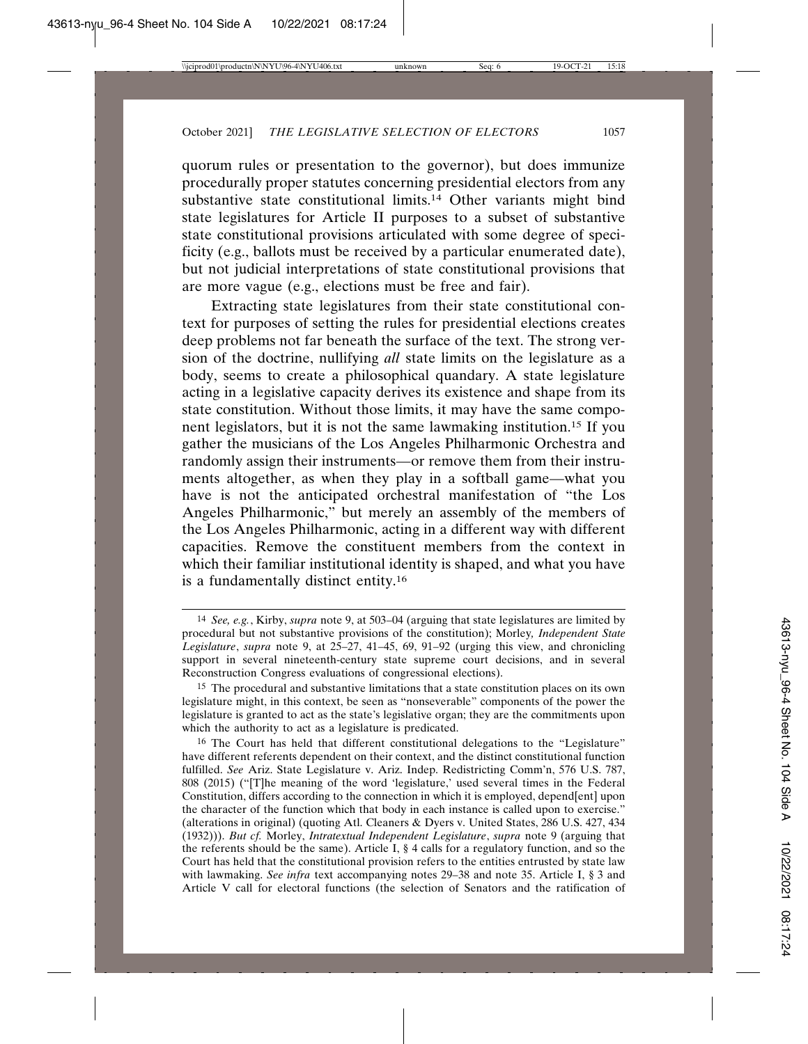quorum rules or presentation to the governor), but does immunize procedurally proper statutes concerning presidential electors from any substantive state constitutional limits.[14] Other variants might bind state legislatures for Article II purposes to a subset of substantive state constitutional provisions articulated with some degree of specificity (e.g., ballots must be received by a particular enumerated date), but not judicial interpretations of state constitutional provisions that are more vague (e.g., elections must be free and fair).

Extracting state legislatures from their state constitutional context for purposes of setting the rules for presidential elections creates deep problems not far beneath the surface of the text. The strong version of the doctrine, nullifying *all* state limits on the legislature as a body, seems to create a philosophical quandary. A state legislature acting in a legislative capacity derives its existence and shape from its state constitution. Without those limits, it may have the same component legislators, but it is not the same lawmaking institution.[15] If you gather the musicians of the Los Angeles Philharmonic Orchestra and randomly assign their instruments—or remove them from their instruments altogether, as when they play in a softball game—what you have is not the anticipated orchestral manifestation of "the Los Angeles Philharmonic," but merely an assembly of the members of the Los Angeles Philharmonic, acting in a different way with different capacities. Remove the constituent members from the context in which their familiar institutional identity is shaped, and what you have is a fundamentally distinct entity.[16]

---

[14] *See, e.g.*, Kirby, *supra* note 9, at 503–04 (arguing that state legislatures are limited by procedural but not substantive provisions of the constitution); Morley*, Independent State Legislature*, *supra* note 9, at 25–27, 41–45, 69, 91–92 (urging this view, and chronicling support in several nineteenth-century state supreme court decisions, and in several Reconstruction Congress evaluations of congressional elections).

[15] The procedural and substantive limitations that a state constitution places on its own legislature might, in this context, be seen as "nonseverable" components of the power the legislature is granted to act as the state's legislative organ; they are the commitments upon which the authority to act as a legislature is predicated.

[16] The Court has held that different constitutional delegations to the "Legislature" have different referents dependent on their context, and the distinct constitutional function fulfilled. *See* Ariz. State Legislature v. Ariz. Indep. Redistricting Comm'n, 576 U.S. 787, 808 (2015) ("[T]he meaning of the word 'legislature,' used several times in the Federal Constitution, differs according to the connection in which it is employed, depend[ent] upon the character of the function which that body in each instance is called upon to exercise." (alterations in original) (quoting Atl. Cleaners & Dyers v. United States, 286 U.S. 427, 434 (1932))). *But cf.* Morley, *Intratextual Independent Legislature*, *supra* note 9 (arguing that the referents should be the same). Article I, § 4 calls for a regulatory function, and so the Court has held that the constitutional provision refers to the entities entrusted by state law with lawmaking. *See infra* text accompanying notes 29–38 and note 35. Article I, § 3 and Article V call for electoral functions (the selection of Senators and the ratification of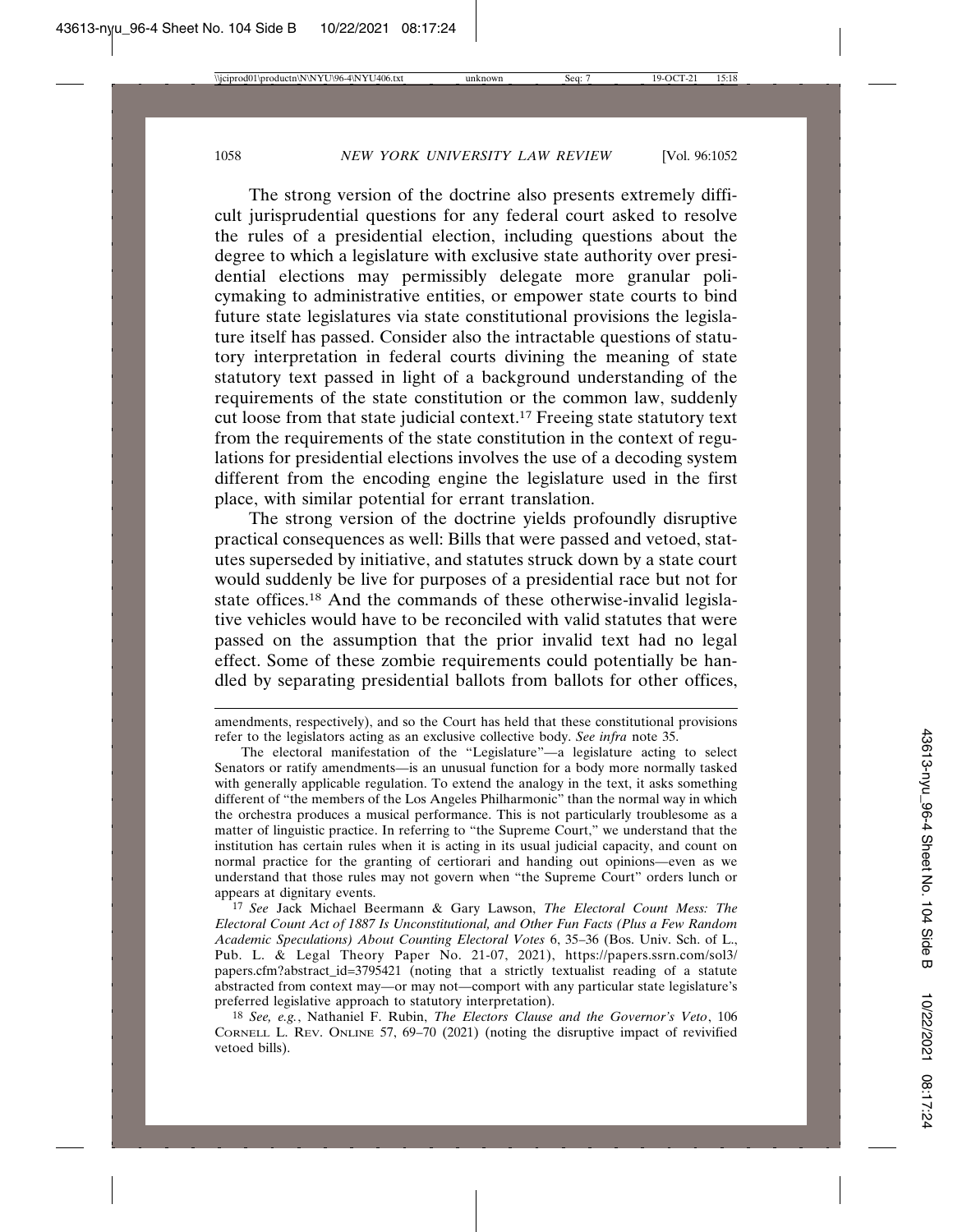The strong version of the doctrine also presents extremely difficult jurisprudential questions for any federal court asked to resolve the rules of a presidential election, including questions about the degree to which a legislature with exclusive state authority over presidential elections may permissibly delegate more granular policymaking to administrative entities, or empower state courts to bind future state legislatures via state constitutional provisions the legislature itself has passed. Consider also the intractable questions of statutory interpretation in federal courts divining the meaning of state statutory text passed in light of a background understanding of the requirements of the state constitution or the common law, suddenly cut loose from that state judicial context.[17] Freeing state statutory text from the requirements of the state constitution in the context of regulations for presidential elections involves the use of a decoding system different from the encoding engine the legislature used in the first place, with similar potential for errant translation.

The strong version of the doctrine yields profoundly disruptive practical consequences as well: Bills that were passed and vetoed, statutes superseded by initiative, and statutes struck down by a state court would suddenly be live for purposes of a presidential race but not for state offices.[18] And the commands of these otherwise-invalid legislative vehicles would have to be reconciled with valid statutes that were passed on the assumption that the prior invalid text had no legal effect. Some of these zombie requirements could potentially be handled by separating presidential ballots from ballots for other offices,

---

amendments, respectively), and so the Court has held that these constitutional provisions refer to the legislators acting as an exclusive collective body. *See infra* note 35.

The electoral manifestation of the "Legislature"—a legislature acting to select Senators or ratify amendments—is an unusual function for a body more normally tasked with generally applicable regulation. To extend the analogy in the text, it asks something different of "the members of the Los Angeles Philharmonic" than the normal way in which the orchestra produces a musical performance. This is not particularly troublesome as a matter of linguistic practice. In referring to "the Supreme Court," we understand that the institution has certain rules when it is acting in its usual judicial capacity, and count on normal practice for the granting of certiorari and handing out opinions—even as we understand that those rules may not govern when "the Supreme Court" orders lunch or appears at dignitary events.

[17] *See* Jack Michael Beermann & Gary Lawson, *The Electoral Count Mess: The Electoral Count Act of 1887 Is Unconstitutional, and Other Fun Facts (Plus a Few Random Academic Speculations) About Counting Electoral Votes* 6, 35–36 (Bos. Univ. Sch. of L., Pub. L. & Legal Theory Paper No. 21-07, 2021), https://papers.ssrn.com/sol3/papers.cfm?abstract_id=3795421 (noting that a strictly textualist reading of a statute abstracted from context may—or may not—comport with any particular state legislature's preferred legislative approach to statutory interpretation).

[18] *See, e.g.*, Nathaniel F. Rubin, *The Electors Clause and the Governor's Veto*, 106 CORNELL L. REV. ONLINE 57, 69–70 (2021) (noting the disruptive impact of revivified vetoed bills).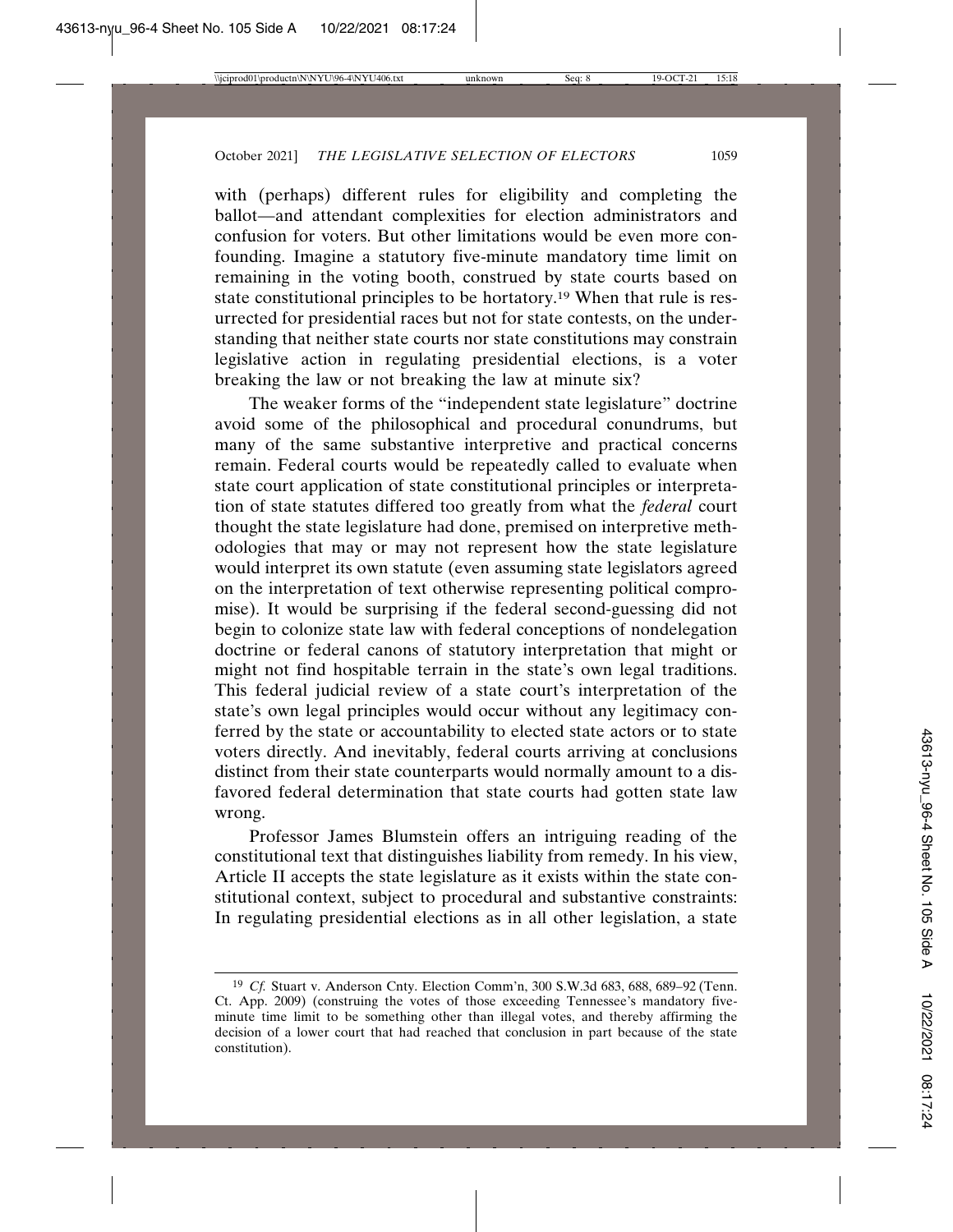with (perhaps) different rules for eligibility and completing the ballot—and attendant complexities for election administrators and confusion for voters. But other limitations would be even more confounding. Imagine a statutory five-minute mandatory time limit on remaining in the voting booth, construed by state courts based on state constitutional principles to be hortatory.[19] When that rule is resurrected for presidential races but not for state contests, on the understanding that neither state courts nor state constitutions may constrain legislative action in regulating presidential elections, is a voter breaking the law or not breaking the law at minute six?

The weaker forms of the "independent state legislature" doctrine avoid some of the philosophical and procedural conundrums, but many of the same substantive interpretive and practical concerns remain. Federal courts would be repeatedly called to evaluate when state court application of state constitutional principles or interpretation of state statutes differed too greatly from what the *federal* court thought the state legislature had done, premised on interpretive methodologies that may or may not represent how the state legislature would interpret its own statute (even assuming state legislators agreed on the interpretation of text otherwise representing political compromise). It would be surprising if the federal second-guessing did not begin to colonize state law with federal conceptions of nondelegation doctrine or federal canons of statutory interpretation that might or might not find hospitable terrain in the state's own legal traditions. This federal judicial review of a state court's interpretation of the state's own legal principles would occur without any legitimacy conferred by the state or accountability to elected state actors or to state voters directly. And inevitably, federal courts arriving at conclusions distinct from their state counterparts would normally amount to a disfavored federal determination that state courts had gotten state law wrong.

Professor James Blumstein offers an intriguing reading of the constitutional text that distinguishes liability from remedy. In his view, Article II accepts the state legislature as it exists within the state constitutional context, subject to procedural and substantive constraints: In regulating presidential elections as in all other legislation, a state

---

[19] *Cf.* Stuart v. Anderson Cnty. Election Comm'n, 300 S.W.3d 683, 688, 689–92 (Tenn. Ct. App. 2009) (construing the votes of those exceeding Tennessee's mandatory five-minute time limit to be something other than illegal votes, and thereby affirming the decision of a lower court that had reached that conclusion in part because of the state constitution).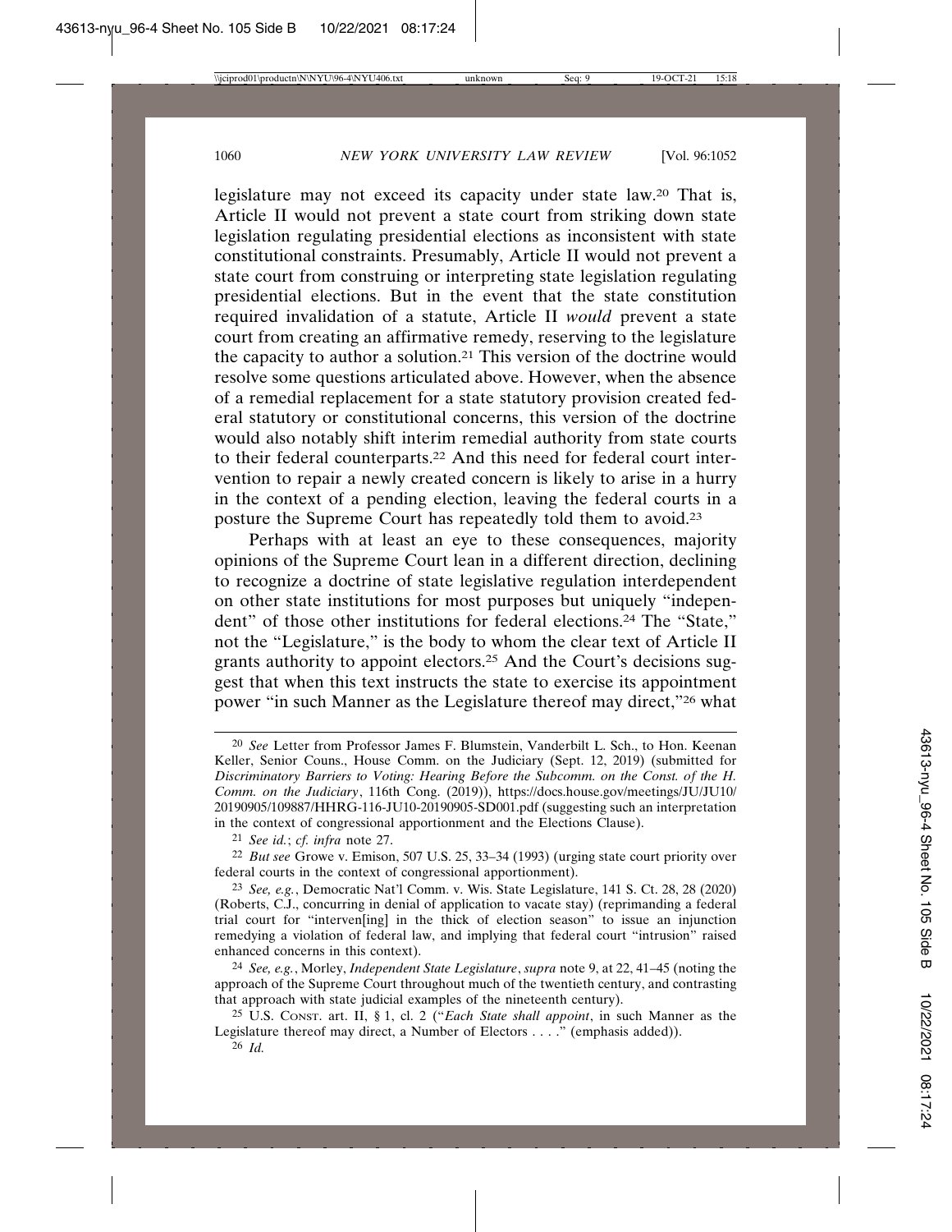legislature may not exceed its capacity under state law.[20] That is, Article II would not prevent a state court from striking down state legislation regulating presidential elections as inconsistent with state constitutional constraints. Presumably, Article II would not prevent a state court from construing or interpreting state legislation regulating presidential elections. But in the event that the state constitution required invalidation of a statute, Article II *would* prevent a state court from creating an affirmative remedy, reserving to the legislature the capacity to author a solution.[21] This version of the doctrine would resolve some questions articulated above. However, when the absence of a remedial replacement for a state statutory provision created federal statutory or constitutional concerns, this version of the doctrine would also notably shift interim remedial authority from state courts to their federal counterparts.[22] And this need for federal court intervention to repair a newly created concern is likely to arise in a hurry in the context of a pending election, leaving the federal courts in a posture the Supreme Court has repeatedly told them to avoid.[23]

Perhaps with at least an eye to these consequences, majority opinions of the Supreme Court lean in a different direction, declining to recognize a doctrine of state legislative regulation interdependent on other state institutions for most purposes but uniquely "independent" of those other institutions for federal elections.[24] The "State," not the "Legislature," is the body to whom the clear text of Article II grants authority to appoint electors.[25] And the Court's decisions suggest that when this text instructs the state to exercise its appointment power "in such Manner as the Legislature thereof may direct,"[26] what

---

[20] *See* Letter from Professor James F. Blumstein, Vanderbilt L. Sch., to Hon. Keenan Keller, Senior Couns., House Comm. on the Judiciary (Sept. 12, 2019) (submitted for *Discriminatory Barriers to Voting: Hearing Before the Subcomm. on the Const. of the H. Comm. on the Judiciary*, 116th Cong. (2019)), https://docs.house.gov/meetings/JU/JU10/20190905/109887/HHRG-116-JU10-20190905-SD001.pdf (suggesting such an interpretation in the context of congressional apportionment and the Elections Clause).

[21] *See id.*; *cf. infra* note 27.

[22] *But see* Growe v. Emison, 507 U.S. 25, 33–34 (1993) (urging state court priority over federal courts in the context of congressional apportionment).

[23] *See, e.g.*, Democratic Nat'l Comm. v. Wis. State Legislature, 141 S. Ct. 28, 28 (2020) (Roberts, C.J., concurring in denial of application to vacate stay) (reprimanding a federal trial court for "interven[ing] in the thick of election season" to issue an injunction remedying a violation of federal law, and implying that federal court "intrusion" raised enhanced concerns in this context).

[24] *See, e.g.*, Morley, *Independent State Legislature*, *supra* note 9, at 22, 41–45 (noting the approach of the Supreme Court throughout much of the twentieth century, and contrasting that approach with state judicial examples of the nineteenth century).

[25] U.S. Const. art. II, § 1, cl. 2 ("*Each State shall appoint*, in such Manner as the Legislature thereof may direct, a Number of Electors . . . ." (emphasis added)).

[26] *Id.*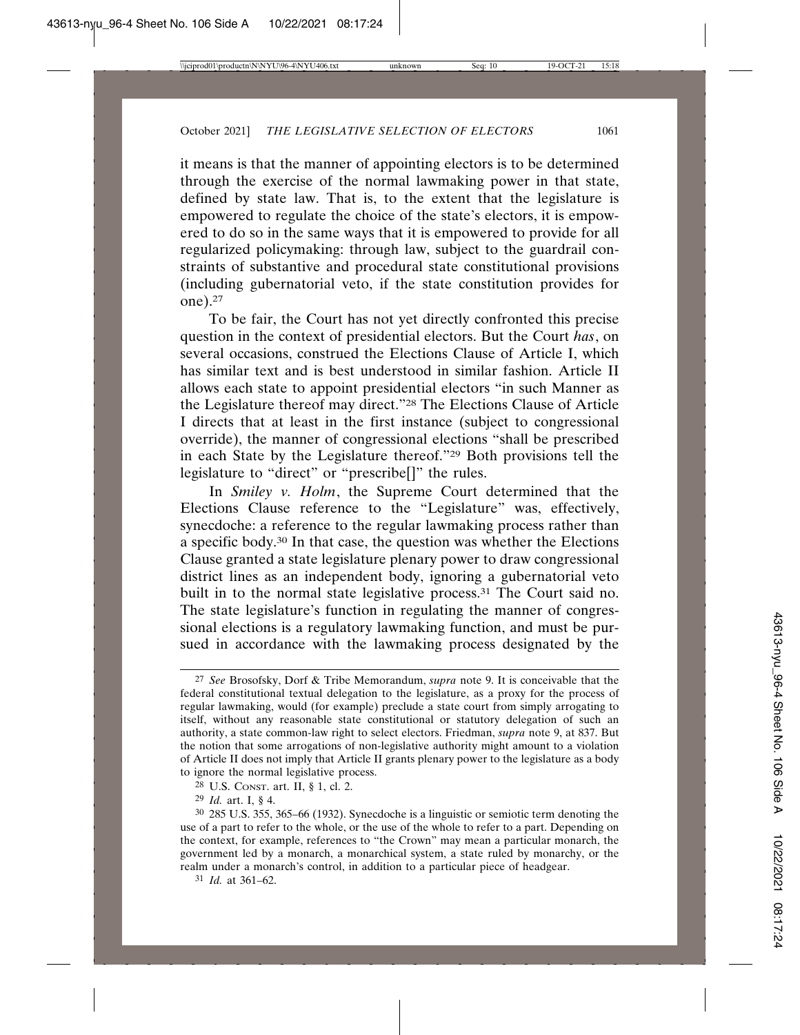it means is that the manner of appointing electors is to be determined through the exercise of the normal lawmaking power in that state, defined by state law. That is, to the extent that the legislature is empowered to regulate the choice of the state's electors, it is empowered to do so in the same ways that it is empowered to provide for all regularized policymaking: through law, subject to the guardrail constraints of substantive and procedural state constitutional provisions (including gubernatorial veto, if the state constitution provides for one).[27]

To be fair, the Court has not yet directly confronted this precise question in the context of presidential electors. But the Court *has*, on several occasions, construed the Elections Clause of Article I, which has similar text and is best understood in similar fashion. Article II allows each state to appoint presidential electors "in such Manner as the Legislature thereof may direct."[28] The Elections Clause of Article I directs that at least in the first instance (subject to congressional override), the manner of congressional elections "shall be prescribed in each State by the Legislature thereof."[29] Both provisions tell the legislature to "direct" or "prescribe[]" the rules.

In *Smiley v. Holm*, the Supreme Court determined that the Elections Clause reference to the "Legislature" was, effectively, synecdoche: a reference to the regular lawmaking process rather than a specific body.[30] In that case, the question was whether the Elections Clause granted a state legislature plenary power to draw congressional district lines as an independent body, ignoring a gubernatorial veto built in to the normal state legislative process.[31] The Court said no. The state legislature's function in regulating the manner of congressional elections is a regulatory lawmaking function, and must be pursued in accordance with the lawmaking process designated by the

---

[27] *See* Brosofsky, Dorf & Tribe Memorandum, *supra* note 9. It is conceivable that the federal constitutional textual delegation to the legislature, as a proxy for the process of regular lawmaking, would (for example) preclude a state court from simply arrogating to itself, without any reasonable state constitutional or statutory delegation of such an authority, a state common-law right to select electors. Friedman, *supra* note 9, at 837. But the notion that some arrogations of non-legislative authority might amount to a violation of Article II does not imply that Article II grants plenary power to the legislature as a body to ignore the normal legislative process.

[28] U.S. Const. art. II, § 1, cl. 2.

[29] *Id.* art. I, § 4.

[30] 285 U.S. 355, 365–66 (1932). Synecdoche is a linguistic or semiotic term denoting the use of a part to refer to the whole, or the use of the whole to refer to a part. Depending on the context, for example, references to "the Crown" may mean a particular monarch, the government led by a monarch, a monarchical system, a state ruled by monarchy, or the realm under a monarch's control, in addition to a particular piece of headgear.

[31] *Id.* at 361–62.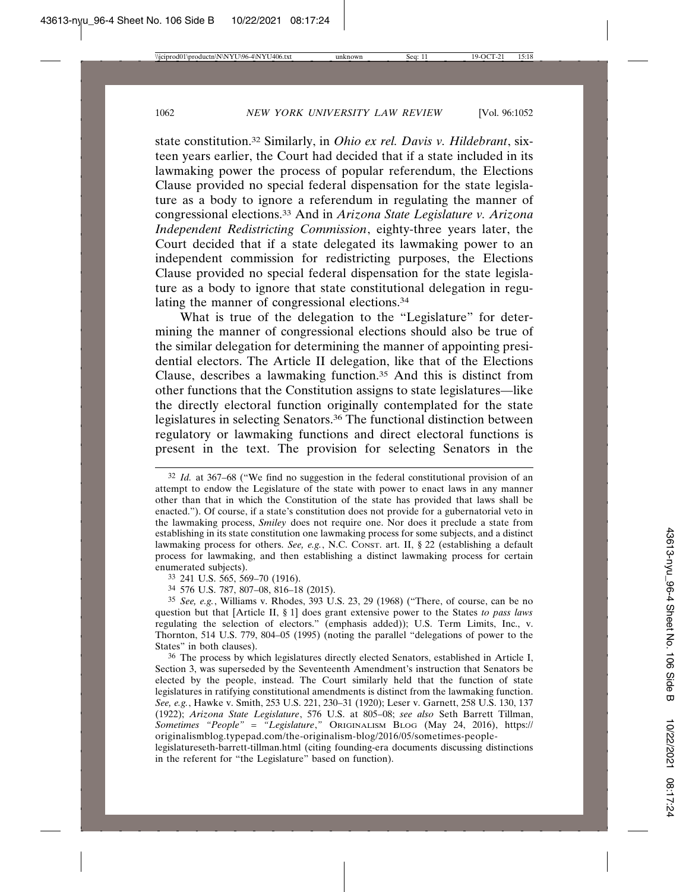state constitution.[32] Similarly, in *Ohio ex rel. Davis v. Hildebrant*, sixteen years earlier, the Court had decided that if a state included in its lawmaking power the process of popular referendum, the Elections Clause provided no special federal dispensation for the state legislature as a body to ignore a referendum in regulating the manner of congressional elections.[33] And in *Arizona State Legislature v. Arizona Independent Redistricting Commission*, eighty-three years later, the Court decided that if a state delegated its lawmaking power to an independent commission for redistricting purposes, the Elections Clause provided no special federal dispensation for the state legislature as a body to ignore that state constitutional delegation in regulating the manner of congressional elections.[34]

What is true of the delegation to the "Legislature" for determining the manner of congressional elections should also be true of the similar delegation for determining the manner of appointing presidential electors. The Article II delegation, like that of the Elections Clause, describes a lawmaking function.[35] And this is distinct from other functions that the Constitution assigns to state legislatures—like the directly electoral function originally contemplated for the state legislatures in selecting Senators.[36] The functional distinction between regulatory or lawmaking functions and direct electoral functions is present in the text. The provision for selecting Senators in the

---

[32] *Id.* at 367–68 ("We find no suggestion in the federal constitutional provision of an attempt to endow the Legislature of the state with power to enact laws in any manner other than that in which the Constitution of the state has provided that laws shall be enacted."). Of course, if a state's constitution does not provide for a gubernatorial veto in the lawmaking process, *Smiley* does not require one. Nor does it preclude a state from establishing in its state constitution one lawmaking process for some subjects, and a distinct lawmaking process for others. *See, e.g.*, N.C. CONST. art. II, § 22 (establishing a default process for lawmaking, and then establishing a distinct lawmaking process for certain enumerated subjects).

[33] 241 U.S. 565, 569–70 (1916).

[34] 576 U.S. 787, 807–08, 816–18 (2015).

[35] *See, e.g.*, Williams v. Rhodes, 393 U.S. 23, 29 (1968) ("There, of course, can be no question but that [Article II, § 1] does grant extensive power to the States *to pass laws* regulating the selection of electors." (emphasis added)); U.S. Term Limits, Inc., v. Thornton, 514 U.S. 779, 804–05 (1995) (noting the parallel "delegations of power to the States" in both clauses).

[36] The process by which legislatures directly elected Senators, established in Article I, Section 3, was superseded by the Seventeenth Amendment's instruction that Senators be elected by the people, instead. The Court similarly held that the function of state legislatures in ratifying constitutional amendments is distinct from the lawmaking function. *See, e.g.*, Hawke v. Smith, 253 U.S. 221, 230–31 (1920); Leser v. Garnett, 258 U.S. 130, 137 (1922); *Arizona State Legislature*, 576 U.S. at 805–08; *see also* Seth Barrett Tillman, *Sometimes "People" = "Legislature*,*"* ORIGINALISM BLOG (May 24, 2016), https://originalismblog.typepad.com/the-originalism-blog/2016/05/sometimes-people-legislatureseth-barrett-tillman.html (citing founding-era documents discussing distinctions in the referent for "the Legislature" based on function).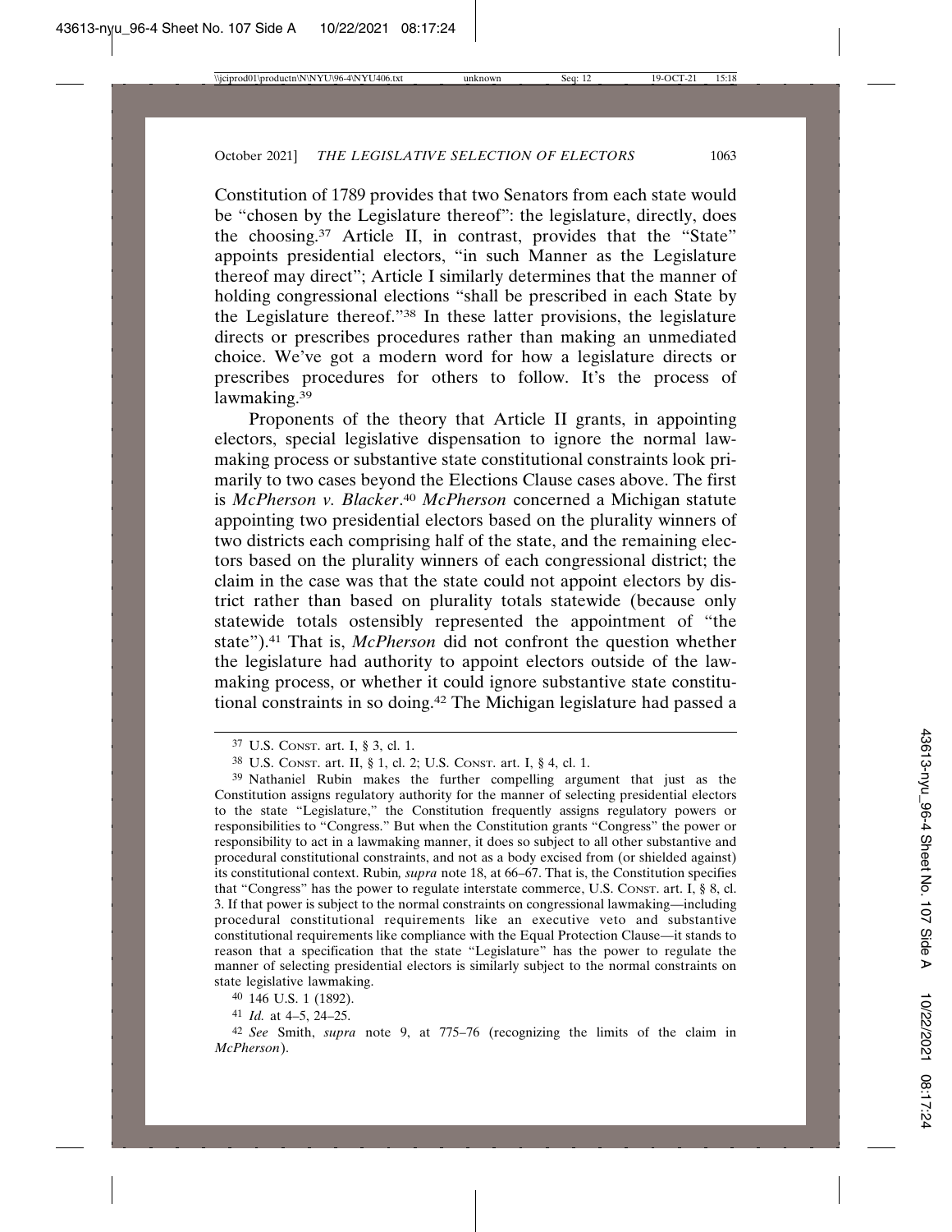Constitution of 1789 provides that two Senators from each state would be "chosen by the Legislature thereof": the legislature, directly, does the choosing.[37] Article II, in contrast, provides that the "State" appoints presidential electors, "in such Manner as the Legislature thereof may direct"; Article I similarly determines that the manner of holding congressional elections "shall be prescribed in each State by the Legislature thereof."[38] In these latter provisions, the legislature directs or prescribes procedures rather than making an unmediated choice. We've got a modern word for how a legislature directs or prescribes procedures for others to follow. It's the process of lawmaking.[39]

Proponents of the theory that Article II grants, in appointing electors, special legislative dispensation to ignore the normal lawmaking process or substantive state constitutional constraints look primarily to two cases beyond the Elections Clause cases above. The first is *McPherson v. Blacker*.[40] *McPherson* concerned a Michigan statute appointing two presidential electors based on the plurality winners of two districts each comprising half of the state, and the remaining electors based on the plurality winners of each congressional district; the claim in the case was that the state could not appoint electors by district rather than based on plurality totals statewide (because only statewide totals ostensibly represented the appointment of "the state").[41] That is, *McPherson* did not confront the question whether the legislature had authority to appoint electors outside of the lawmaking process, or whether it could ignore substantive state constitutional constraints in so doing.[42] The Michigan legislature had passed a

---

[37] U.S. Const. art. I, § 3, cl. 1.

[38] U.S. Const. art. II, § 1, cl. 2; U.S. Const. art. I, § 4, cl. 1.

[39] Nathaniel Rubin makes the further compelling argument that just as the Constitution assigns regulatory authority for the manner of selecting presidential electors to the state "Legislature," the Constitution frequently assigns regulatory powers or responsibilities to "Congress." But when the Constitution grants "Congress" the power or responsibility to act in a lawmaking manner, it does so subject to all other substantive and procedural constitutional constraints, and not as a body excised from (or shielded against) its constitutional context. Rubin, *supra* note 18, at 66–67. That is, the Constitution specifies that "Congress" has the power to regulate interstate commerce, U.S. Const. art. I, § 8, cl. 3. If that power is subject to the normal constraints on congressional lawmaking—including procedural constitutional requirements like an executive veto and substantive constitutional requirements like compliance with the Equal Protection Clause—it stands to reason that a specification that the state "Legislature" has the power to regulate the manner of selecting presidential electors is similarly subject to the normal constraints on state legislative lawmaking.

[40] 146 U.S. 1 (1892).

[41] *Id.* at 4–5, 24–25.

[42] *See* Smith, *supra* note 9, at 775–76 (recognizing the limits of the claim in *McPherson*).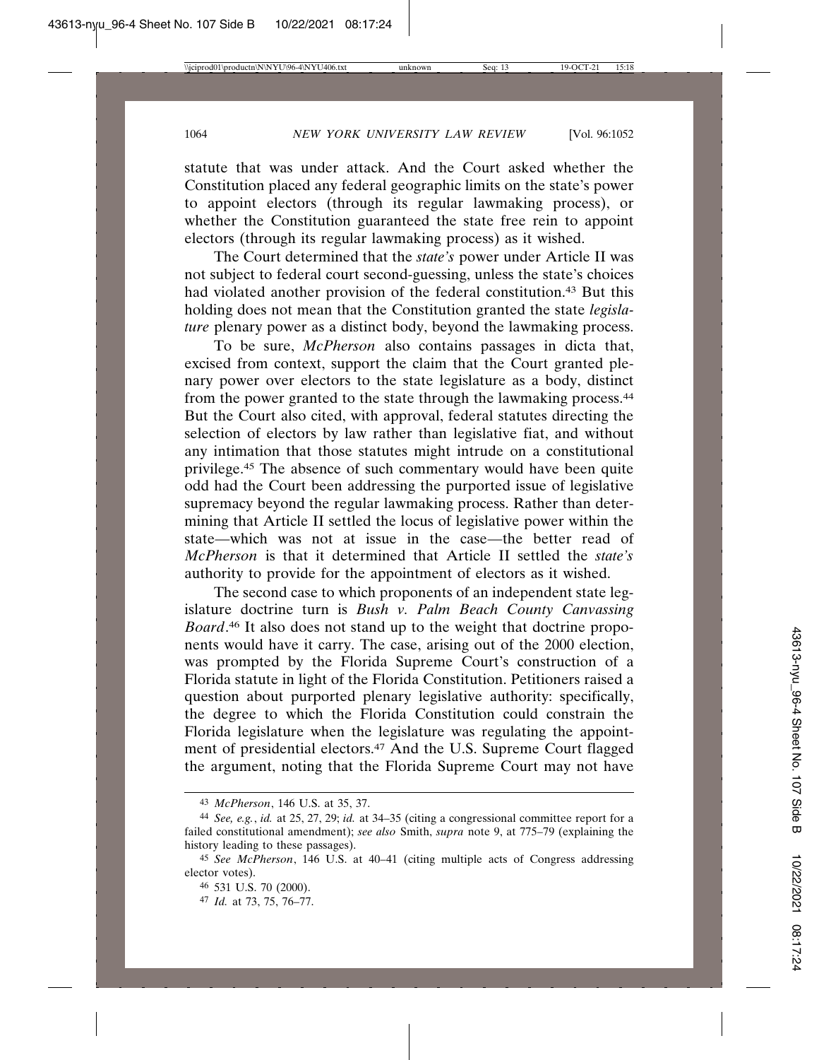statute that was under attack. And the Court asked whether the Constitution placed any federal geographic limits on the state's power to appoint electors (through its regular lawmaking process), or whether the Constitution guaranteed the state free rein to appoint electors (through its regular lawmaking process) as it wished.

The Court determined that the *state's* power under Article II was not subject to federal court second-guessing, unless the state's choices had violated another provision of the federal constitution.[43] But this holding does not mean that the Constitution granted the state *legislature* plenary power as a distinct body, beyond the lawmaking process.

To be sure, *McPherson* also contains passages in dicta that, excised from context, support the claim that the Court granted plenary power over electors to the state legislature as a body, distinct from the power granted to the state through the lawmaking process.[44] But the Court also cited, with approval, federal statutes directing the selection of electors by law rather than legislative fiat, and without any intimation that those statutes might intrude on a constitutional privilege.[45] The absence of such commentary would have been quite odd had the Court been addressing the purported issue of legislative supremacy beyond the regular lawmaking process. Rather than determining that Article II settled the locus of legislative power within the state—which was not at issue in the case—the better read of *McPherson* is that it determined that Article II settled the *state's* authority to provide for the appointment of electors as it wished.

The second case to which proponents of an independent state legislature doctrine turn is *Bush v. Palm Beach County Canvassing Board*.[46] It also does not stand up to the weight that doctrine proponents would have it carry. The case, arising out of the 2000 election, was prompted by the Florida Supreme Court's construction of a Florida statute in light of the Florida Constitution. Petitioners raised a question about purported plenary legislative authority: specifically, the degree to which the Florida Constitution could constrain the Florida legislature when the legislature was regulating the appointment of presidential electors.[47] And the U.S. Supreme Court flagged the argument, noting that the Florida Supreme Court may not have

---

[43] *McPherson*, 146 U.S. at 35, 37.

[44] *See, e.g.*, *id.* at 25, 27, 29; *id.* at 34–35 (citing a congressional committee report for a failed constitutional amendment); *see also* Smith, *supra* note 9, at 775–79 (explaining the history leading to these passages).

[45] *See McPherson*, 146 U.S. at 40–41 (citing multiple acts of Congress addressing elector votes).

[46] 531 U.S. 70 (2000).

[47] *Id.* at 73, 75, 76–77.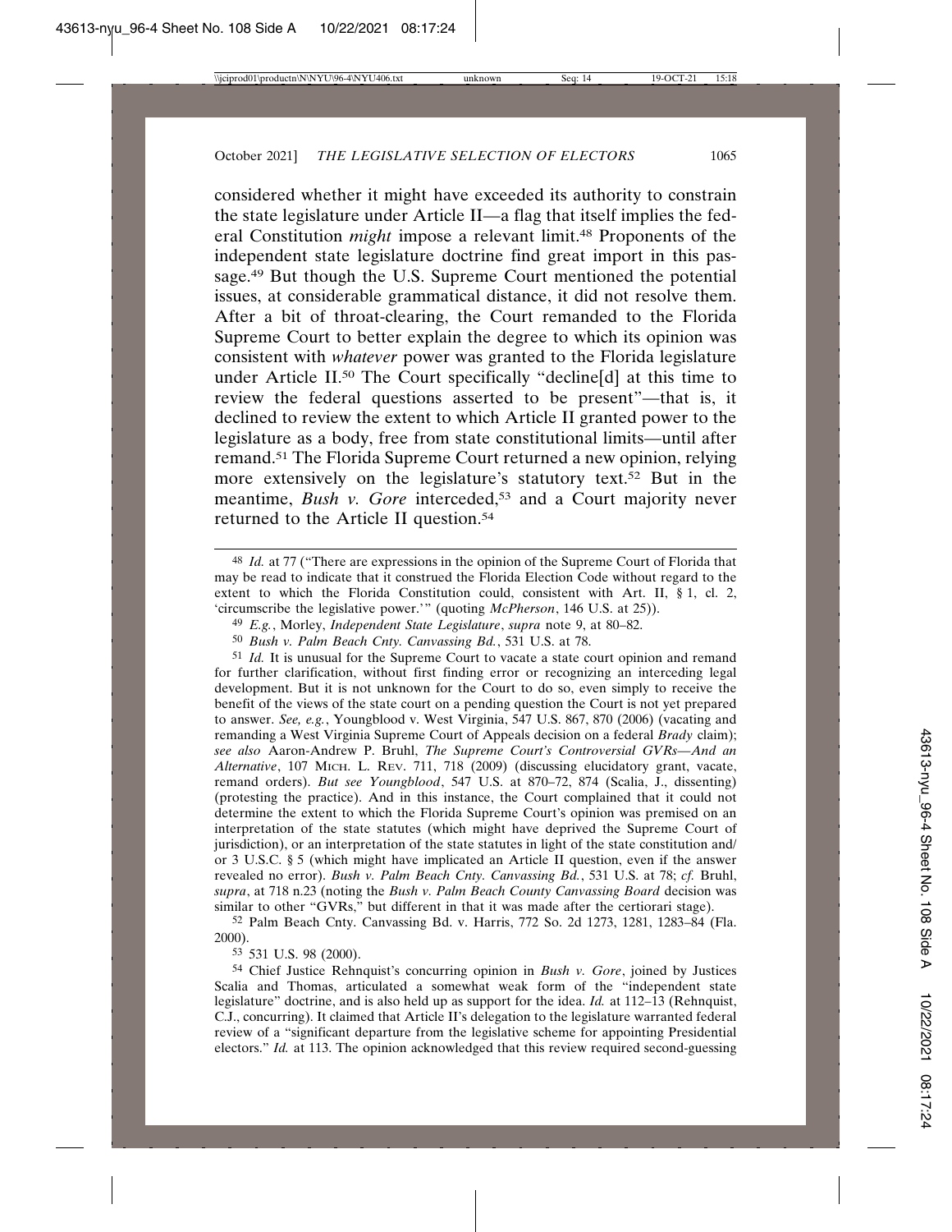considered whether it might have exceeded its authority to constrain the state legislature under Article II—a flag that itself implies the federal Constitution *might* impose a relevant limit.[48] Proponents of the independent state legislature doctrine find great import in this passage.[49] But though the U.S. Supreme Court mentioned the potential issues, at considerable grammatical distance, it did not resolve them. After a bit of throat-clearing, the Court remanded to the Florida Supreme Court to better explain the degree to which its opinion was consistent with *whatever* power was granted to the Florida legislature under Article II.[50] The Court specifically "decline[d] at this time to review the federal questions asserted to be present"—that is, it declined to review the extent to which Article II granted power to the legislature as a body, free from state constitutional limits—until after remand.[51] The Florida Supreme Court returned a new opinion, relying more extensively on the legislature's statutory text.[52] But in the meantime, *Bush v. Gore* interceded,[53] and a Court majority never returned to the Article II question.[54]

---

[48] *Id.* at 77 ("There are expressions in the opinion of the Supreme Court of Florida that may be read to indicate that it construed the Florida Election Code without regard to the extent to which the Florida Constitution could, consistent with Art. II, § 1, cl. 2, 'circumscribe the legislative power.'" (quoting *McPherson*, 146 U.S. at 25)).

[49] *E.g.*, Morley, *Independent State Legislature*, *supra* note 9, at 80–82.

[50] *Bush v. Palm Beach Cnty. Canvassing Bd.*, 531 U.S. at 78.

[51] *Id.* It is unusual for the Supreme Court to vacate a state court opinion and remand for further clarification, without first finding error or recognizing an interceding legal development. But it is not unknown for the Court to do so, even simply to receive the benefit of the views of the state court on a pending question the Court is not yet prepared to answer. *See, e.g.*, Youngblood v. West Virginia, 547 U.S. 867, 870 (2006) (vacating and remanding a West Virginia Supreme Court of Appeals decision on a federal *Brady* claim); *see also* Aaron-Andrew P. Bruhl, *The Supreme Court's Controversial GVRs—And an Alternative*, 107 MICH. L. REV. 711, 718 (2009) (discussing elucidatory grant, vacate, remand orders). *But see Youngblood*, 547 U.S. at 870–72, 874 (Scalia, J., dissenting) (protesting the practice). And in this instance, the Court complained that it could not determine the extent to which the Florida Supreme Court's opinion was premised on an interpretation of the state statutes (which might have deprived the Supreme Court of jurisdiction), or an interpretation of the state statutes in light of the state constitution and/or 3 U.S.C. § 5 (which might have implicated an Article II question, even if the answer revealed no error). *Bush v. Palm Beach Cnty. Canvassing Bd.*, 531 U.S. at 78; *cf.* Bruhl, *supra*, at 718 n.23 (noting the *Bush v. Palm Beach County Canvassing Board* decision was similar to other "GVRs," but different in that it was made after the certiorari stage).

[52] Palm Beach Cnty. Canvassing Bd. v. Harris, 772 So. 2d 1273, 1281, 1283–84 (Fla. 2000).

[53] 531 U.S. 98 (2000).

[54] Chief Justice Rehnquist's concurring opinion in *Bush v. Gore*, joined by Justices Scalia and Thomas, articulated a somewhat weak form of the "independent state legislature" doctrine, and is also held up as support for the idea. *Id.* at 112–13 (Rehnquist, C.J., concurring). It claimed that Article II's delegation to the legislature warranted federal review of a "significant departure from the legislative scheme for appointing Presidential electors." *Id.* at 113. The opinion acknowledged that this review required second-guessing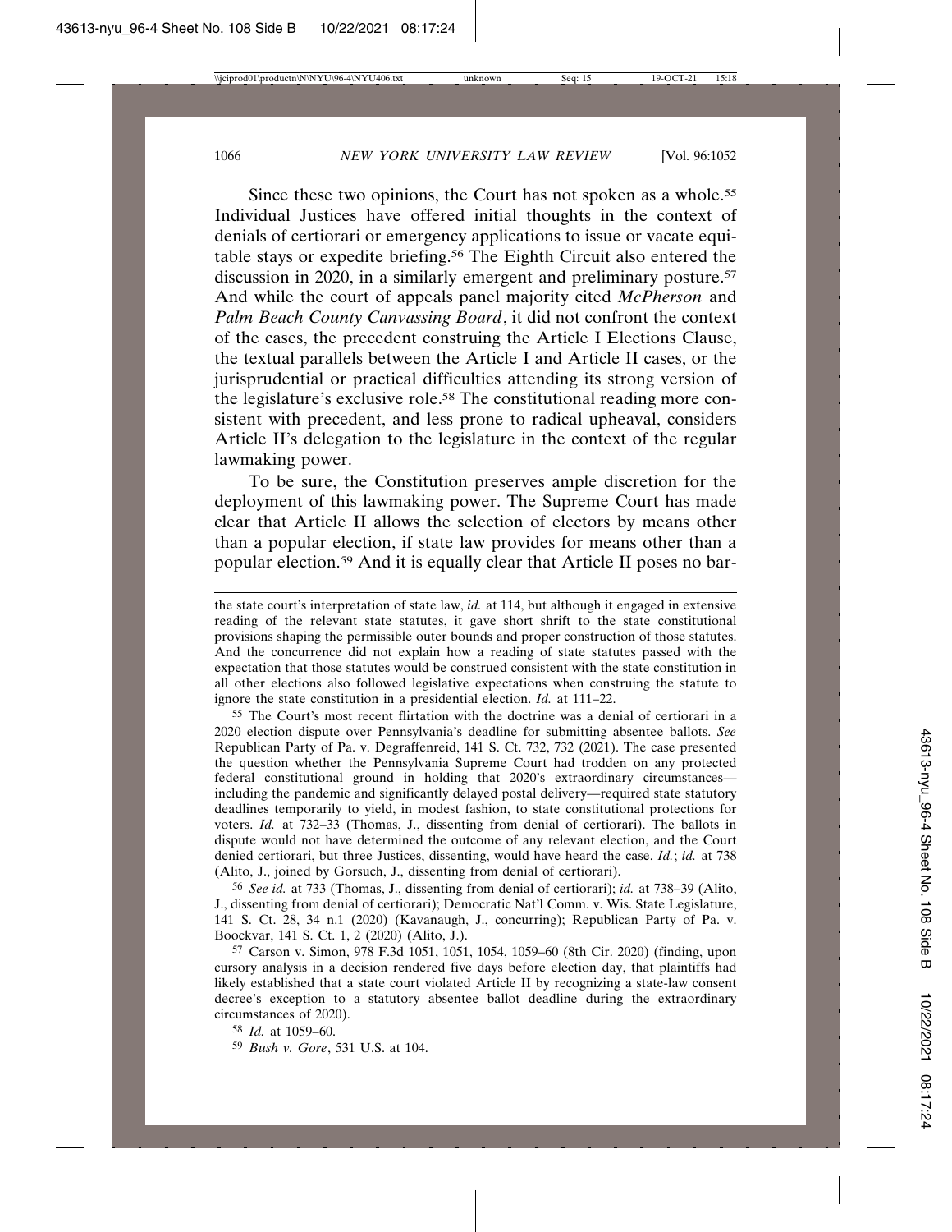Since these two opinions, the Court has not spoken as a whole.[55] Individual Justices have offered initial thoughts in the context of denials of certiorari or emergency applications to issue or vacate equitable stays or expedite briefing.[56] The Eighth Circuit also entered the discussion in 2020, in a similarly emergent and preliminary posture.[57] And while the court of appeals panel majority cited *McPherson* and *Palm Beach County Canvassing Board*, it did not confront the context of the cases, the precedent construing the Article I Elections Clause, the textual parallels between the Article I and Article II cases, or the jurisprudential or practical difficulties attending its strong version of the legislature's exclusive role.[58] The constitutional reading more consistent with precedent, and less prone to radical upheaval, considers Article II's delegation to the legislature in the context of the regular lawmaking power.

To be sure, the Constitution preserves ample discretion for the deployment of this lawmaking power. The Supreme Court has made clear that Article II allows the selection of electors by means other than a popular election, if state law provides for means other than a popular election.[59] And it is equally clear that Article II poses no bar-

---

the state court's interpretation of state law, *id.* at 114, but although it engaged in extensive reading of the relevant state statutes, it gave short shrift to the state constitutional provisions shaping the permissible outer bounds and proper construction of those statutes. And the concurrence did not explain how a reading of state statutes passed with the expectation that those statutes would be construed consistent with the state constitution in all other elections also followed legislative expectations when construing the statute to ignore the state constitution in a presidential election. *Id.* at 111–22.

[55] The Court's most recent flirtation with the doctrine was a denial of certiorari in a 2020 election dispute over Pennsylvania's deadline for submitting absentee ballots. *See* Republican Party of Pa. v. Degraffenreid, 141 S. Ct. 732, 732 (2021). The case presented the question whether the Pennsylvania Supreme Court had trodden on any protected federal constitutional ground in holding that 2020's extraordinary circumstances—including the pandemic and significantly delayed postal delivery—required state statutory deadlines temporarily to yield, in modest fashion, to state constitutional protections for voters. *Id.* at 732–33 (Thomas, J., dissenting from denial of certiorari). The ballots in dispute would not have determined the outcome of any relevant election, and the Court denied certiorari, but three Justices, dissenting, would have heard the case. *Id.*; *id.* at 738 (Alito, J., joined by Gorsuch, J., dissenting from denial of certiorari).

[56] *See id.* at 733 (Thomas, J., dissenting from denial of certiorari); *id.* at 738–39 (Alito, J., dissenting from denial of certiorari); Democratic Nat'l Comm. v. Wis. State Legislature, 141 S. Ct. 28, 34 n.1 (2020) (Kavanaugh, J., concurring); Republican Party of Pa. v. Boockvar, 141 S. Ct. 1, 2 (2020) (Alito, J.).

[57] Carson v. Simon, 978 F.3d 1051, 1051, 1054, 1059–60 (8th Cir. 2020) (finding, upon cursory analysis in a decision rendered five days before election day, that plaintiffs had likely established that a state court violated Article II by recognizing a state-law consent decree's exception to a statutory absentee ballot deadline during the extraordinary circumstances of 2020).

[58] *Id.* at 1059–60.

[59] *Bush v. Gore*, 531 U.S. at 104.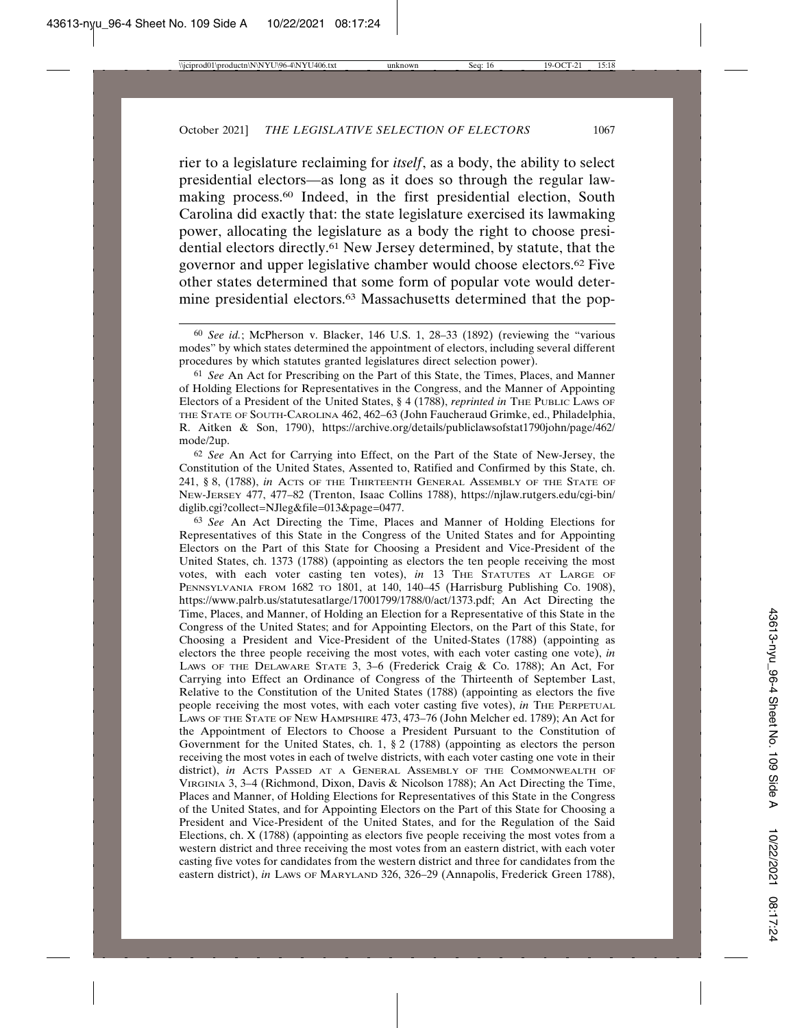rier to a legislature reclaiming for *itself*, as a body, the ability to select presidential electors—as long as it does so through the regular lawmaking process.[60] Indeed, in the first presidential election, South Carolina did exactly that: the state legislature exercised its lawmaking power, allocating the legislature as a body the right to choose presidential electors directly.[61] New Jersey determined, by statute, that the governor and upper legislative chamber would choose electors.[62] Five other states determined that some form of popular vote would determine presidential electors.[63] Massachusetts determined that the pop-

[60] *See id.*; McPherson v. Blacker, 146 U.S. 1, 28–33 (1892) (reviewing the "various modes" by which states determined the appointment of electors, including several different procedures by which statutes granted legislatures direct selection power).

[61] *See* An Act for Prescribing on the Part of this State, the Times, Places, and Manner of Holding Elections for Representatives in the Congress, and the Manner of Appointing Electors of a President of the United States, § 4 (1788), *reprinted in* THE PUBLIC LAWS OF THE STATE OF SOUTH-CAROLINA 462, 462–63 (John Faucheraud Grimke, ed., Philadelphia, R. Aitken & Son, 1790), https://archive.org/details/publiclawsofstat1790john/page/462/mode/2up.

[62] *See* An Act for Carrying into Effect, on the Part of the State of New-Jersey, the Constitution of the United States, Assented to, Ratified and Confirmed by this State, ch. 241, § 8, (1788), *in* ACTS OF THE THIRTEENTH GENERAL ASSEMBLY OF THE STATE OF NEW-JERSEY 477, 477–82 (Trenton, Isaac Collins 1788), https://njlaw.rutgers.edu/cgi-bin/diglib.cgi?collect=NJleg&file=013&page=0477.

[63] *See* An Act Directing the Time, Places and Manner of Holding Elections for Representatives of this State in the Congress of the United States and for Appointing Electors on the Part of this State for Choosing a President and Vice-President of the United States, ch. 1373 (1788) (appointing as electors the ten people receiving the most votes, with each voter casting ten votes), *in* 13 THE STATUTES AT LARGE OF PENNSYLVANIA FROM 1682 TO 1801, at 140, 140–45 (Harrisburg Publishing Co. 1908), https://www.palrb.us/statutesatlarge/17001799/1788/0/act/1373.pdf; An Act Directing the Time, Places, and Manner, of Holding an Election for a Representative of this State in the Congress of the United States; and for Appointing Electors, on the Part of this State, for Choosing a President and Vice-President of the United-States (1788) (appointing as electors the three people receiving the most votes, with each voter casting one vote), *in* LAWS OF THE DELAWARE STATE 3, 3–6 (Frederick Craig & Co. 1788); An Act, For Carrying into Effect an Ordinance of Congress of the Thirteenth of September Last, Relative to the Constitution of the United States (1788) (appointing as electors the five people receiving the most votes, with each voter casting five votes), *in* THE PERPETUAL LAWS OF THE STATE OF NEW HAMPSHIRE 473, 473–76 (John Melcher ed. 1789); An Act for the Appointment of Electors to Choose a President Pursuant to the Constitution of Government for the United States, ch. 1, § 2 (1788) (appointing as electors the person receiving the most votes in each of twelve districts, with each voter casting one vote in their district), *in* ACTS PASSED AT A GENERAL ASSEMBLY OF THE COMMONWEALTH OF VIRGINIA 3, 3–4 (Richmond, Dixon, Davis & Nicolson 1788); An Act Directing the Time, Places and Manner, of Holding Elections for Representatives of this State in the Congress of the United States, and for Appointing Electors on the Part of this State for Choosing a President and Vice-President of the United States, and for the Regulation of the Said Elections, ch. X (1788) (appointing as electors five people receiving the most votes from a western district and three receiving the most votes from an eastern district, with each voter casting five votes for candidates from the western district and three for candidates from the eastern district), *in* LAWS OF MARYLAND 326, 326–29 (Annapolis, Frederick Green 1788),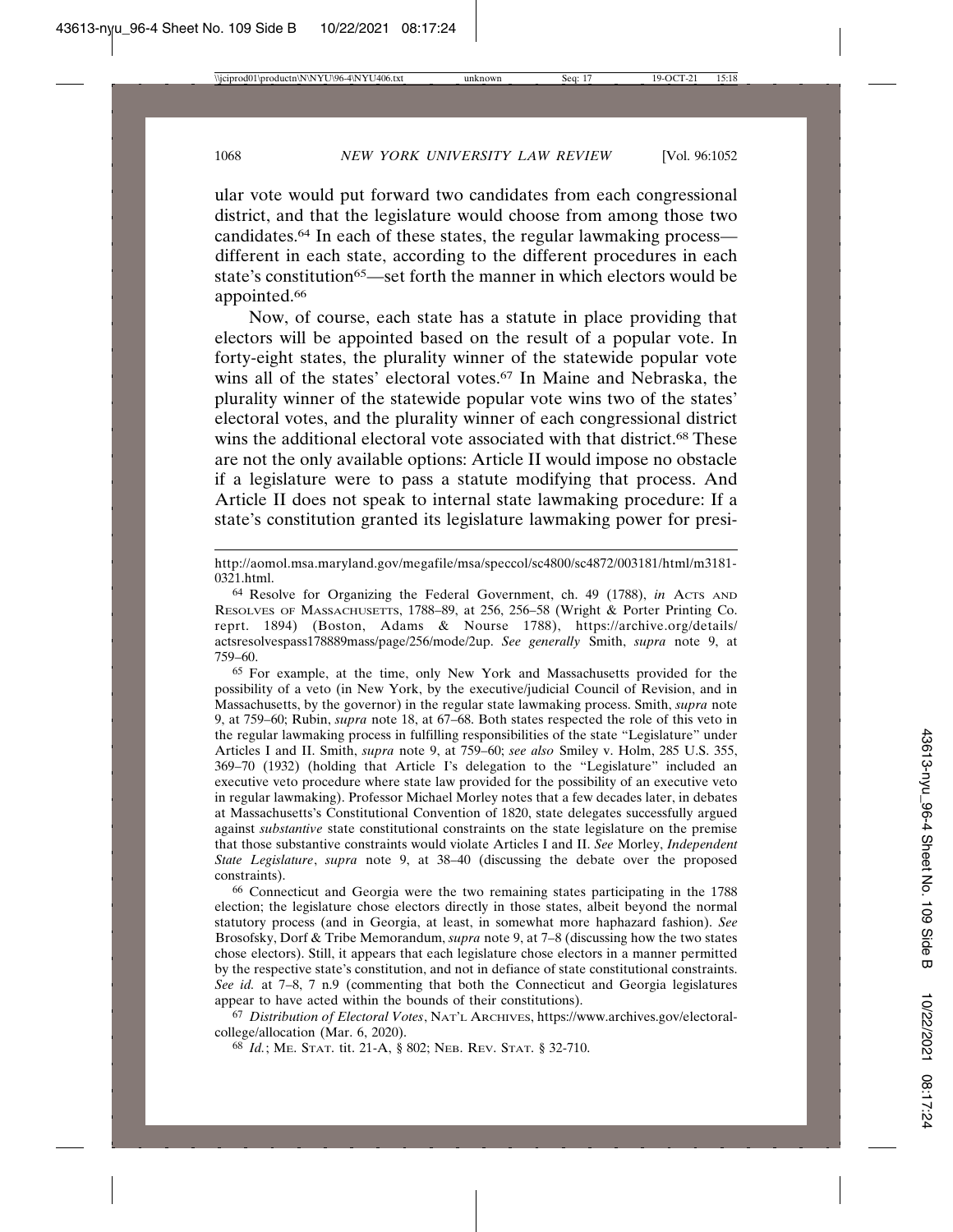ular vote would put forward two candidates from each congressional district, and that the legislature would choose from among those two candidates.[64] In each of these states, the regular lawmaking process—different in each state, according to the different procedures in each state's constitution[65]—set forth the manner in which electors would be appointed.[66]

Now, of course, each state has a statute in place providing that electors will be appointed based on the result of a popular vote. In forty-eight states, the plurality winner of the statewide popular vote wins all of the states' electoral votes.[67] In Maine and Nebraska, the plurality winner of the statewide popular vote wins two of the states' electoral votes, and the plurality winner of each congressional district wins the additional electoral vote associated with that district.[68] These are not the only available options: Article II would impose no obstacle if a legislature were to pass a statute modifying that process. And Article II does not speak to internal state lawmaking procedure: If a state's constitution granted its legislature lawmaking power for presi-

---

http://aomol.msa.maryland.gov/megafile/msa/speccol/sc4800/sc4872/003181/html/m3181-0321.html.

[64] Resolve for Organizing the Federal Government, ch. 49 (1788), *in* ACTS AND RESOLVES OF MASSACHUSETTS, 1788–89, at 256, 256–58 (Wright & Porter Printing Co. reprt. 1894) (Boston, Adams & Nourse 1788), https://archive.org/details/actsresolvespass178889mass/page/256/mode/2up. *See generally* Smith, *supra* note 9, at 759–60.

[65] For example, at the time, only New York and Massachusetts provided for the possibility of a veto (in New York, by the executive/judicial Council of Revision, and in Massachusetts, by the governor) in the regular state lawmaking process. Smith, *supra* note 9, at 759–60; Rubin, *supra* note 18, at 67–68. Both states respected the role of this veto in the regular lawmaking process in fulfilling responsibilities of the state "Legislature" under Articles I and II. Smith, *supra* note 9, at 759–60; *see also* Smiley v. Holm, 285 U.S. 355, 369–70 (1932) (holding that Article I's delegation to the "Legislature" included an executive veto procedure where state law provided for the possibility of an executive veto in regular lawmaking). Professor Michael Morley notes that a few decades later, in debates at Massachusetts's Constitutional Convention of 1820, state delegates successfully argued against *substantive* state constitutional constraints on the state legislature on the premise that those substantive constraints would violate Articles I and II. *See* Morley, *Independent State Legislature*, *supra* note 9, at 38–40 (discussing the debate over the proposed constraints).

[66] Connecticut and Georgia were the two remaining states participating in the 1788 election; the legislature chose electors directly in those states, albeit beyond the normal statutory process (and in Georgia, at least, in somewhat more haphazard fashion). *See* Brosofsky, Dorf & Tribe Memorandum, *supra* note 9, at 7–8 (discussing how the two states chose electors). Still, it appears that each legislature chose electors in a manner permitted by the respective state's constitution, and not in defiance of state constitutional constraints. *See id.* at 7–8, 7 n.9 (commenting that both the Connecticut and Georgia legislatures appear to have acted within the bounds of their constitutions).

[67] *Distribution of Electoral Votes*, NAT'L ARCHIVES, https://www.archives.gov/electoral-college/allocation (Mar. 6, 2020).

[68] *Id.*; ME. STAT. tit. 21-A, § 802; NEB. REV. STAT. § 32-710.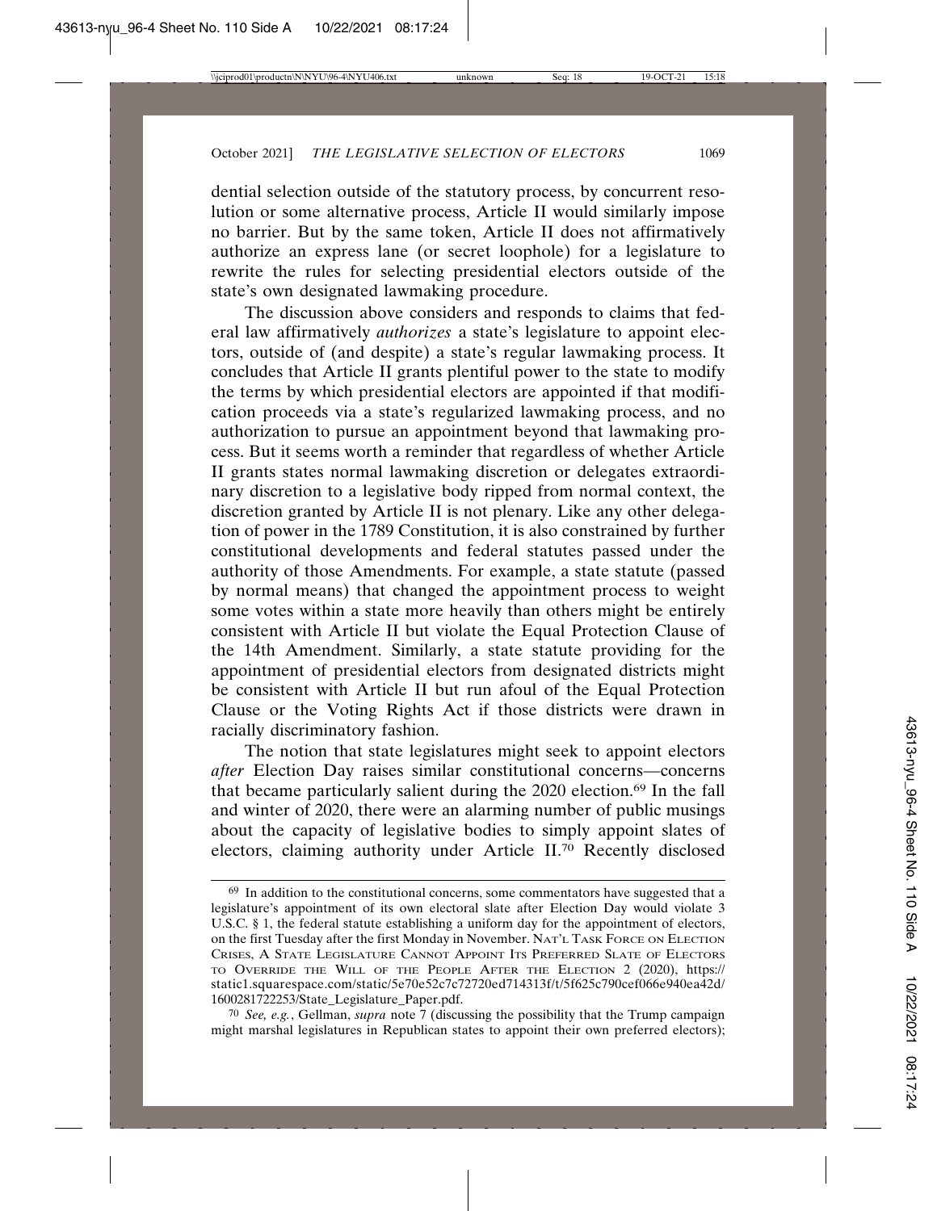dential selection outside of the statutory process, by concurrent resolution or some alternative process, Article II would similarly impose no barrier. But by the same token, Article II does not affirmatively authorize an express lane (or secret loophole) for a legislature to rewrite the rules for selecting presidential electors outside of the state's own designated lawmaking procedure.

The discussion above considers and responds to claims that federal law affirmatively *authorizes* a state's legislature to appoint electors, outside of (and despite) a state's regular lawmaking process. It concludes that Article II grants plentiful power to the state to modify the terms by which presidential electors are appointed if that modification proceeds via a state's regularized lawmaking process, and no authorization to pursue an appointment beyond that lawmaking process. But it seems worth a reminder that regardless of whether Article II grants states normal lawmaking discretion or delegates extraordinary discretion to a legislative body ripped from normal context, the discretion granted by Article II is not plenary. Like any other delegation of power in the 1789 Constitution, it is also constrained by further constitutional developments and federal statutes passed under the authority of those Amendments. For example, a state statute (passed by normal means) that changed the appointment process to weight some votes within a state more heavily than others might be entirely consistent with Article II but violate the Equal Protection Clause of the 14th Amendment. Similarly, a state statute providing for the appointment of presidential electors from designated districts might be consistent with Article II but run afoul of the Equal Protection Clause or the Voting Rights Act if those districts were drawn in racially discriminatory fashion.

The notion that state legislatures might seek to appoint electors *after* Election Day raises similar constitutional concerns—concerns that became particularly salient during the 2020 election.[69] In the fall and winter of 2020, there were an alarming number of public musings about the capacity of legislative bodies to simply appoint slates of electors, claiming authority under Article II.[70] Recently disclosed

---

[69] In addition to the constitutional concerns, some commentators have suggested that a legislature's appointment of its own electoral slate after Election Day would violate 3 U.S.C. § 1, the federal statute establishing a uniform day for the appointment of electors, on the first Tuesday after the first Monday in November. NAT'L TASK FORCE ON ELECTION CRISES, A STATE LEGISLATURE CANNOT APPOINT ITS PREFERRED SLATE OF ELECTORS TO OVERRIDE THE WILL OF THE PEOPLE AFTER THE ELECTION 2 (2020), https://static1.squarespace.com/static/5e70e52c7c72720ed714313f/t/5f625c790cef066e940ea42d/1600281722253/State_Legislature_Paper.pdf.

[70] *See, e.g.*, Gellman, *supra* note 7 (discussing the possibility that the Trump campaign might marshal legislatures in Republican states to appoint their own preferred electors);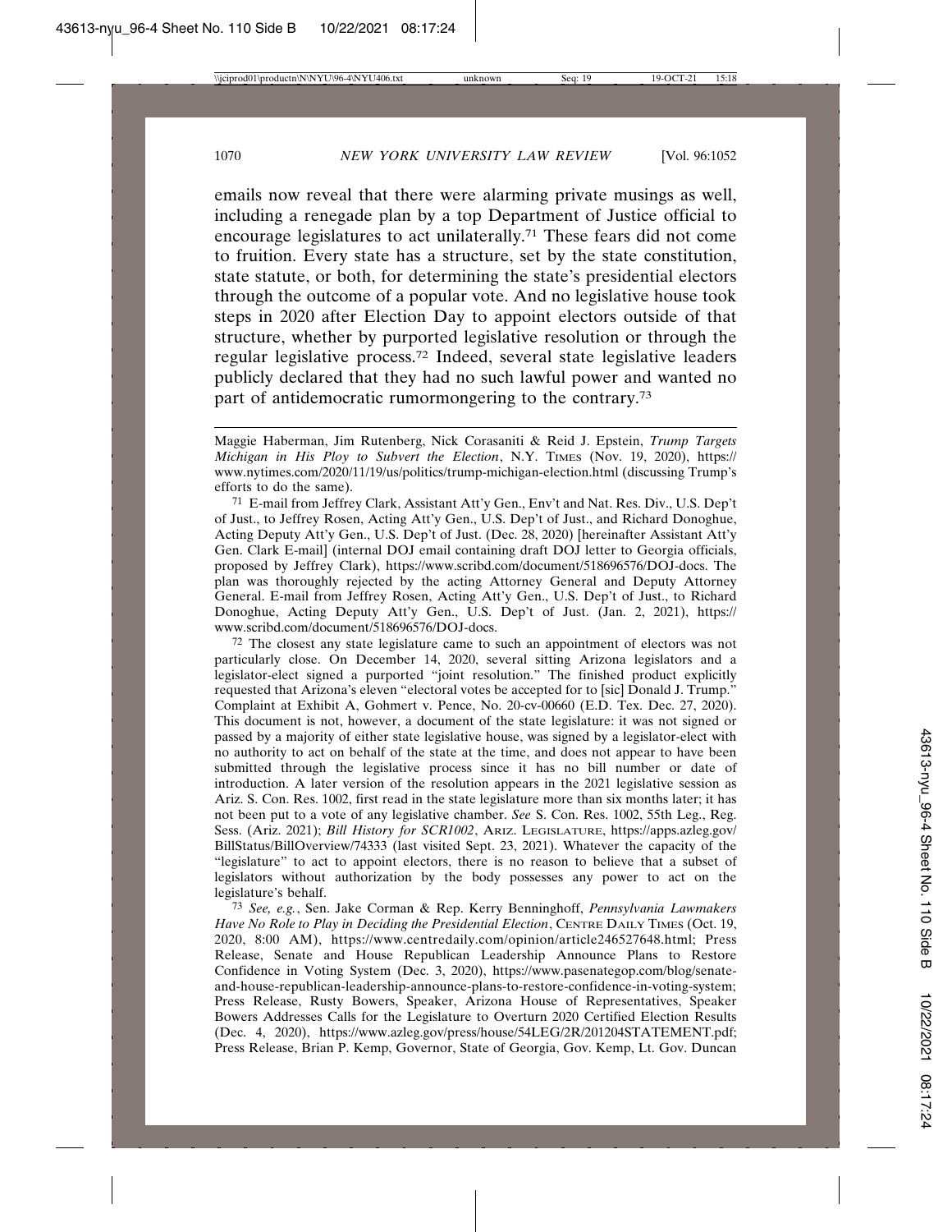emails now reveal that there were alarming private musings as well, including a renegade plan by a top Department of Justice official to encourage legislatures to act unilaterally.[71] These fears did not come to fruition. Every state has a structure, set by the state constitution, state statute, or both, for determining the state's presidential electors through the outcome of a popular vote. And no legislative house took steps in 2020 after Election Day to appoint electors outside of that structure, whether by purported legislative resolution or through the regular legislative process.[72] Indeed, several state legislative leaders publicly declared that they had no such lawful power and wanted no part of antidemocratic rumormongering to the contrary.[73]

---

Maggie Haberman, Jim Rutenberg, Nick Corasaniti & Reid J. Epstein, *Trump Targets Michigan in His Ploy to Subvert the Election*, N.Y. TIMES (Nov. 19, 2020), https://www.nytimes.com/2020/11/19/us/politics/trump-michigan-election.html (discussing Trump's efforts to do the same).

[71] E-mail from Jeffrey Clark, Assistant Att'y Gen., Env't and Nat. Res. Div., U.S. Dep't of Just., to Jeffrey Rosen, Acting Att'y Gen., U.S. Dep't of Just., and Richard Donoghue, Acting Deputy Att'y Gen., U.S. Dep't of Just. (Dec. 28, 2020) [hereinafter Assistant Att'y Gen. Clark E-mail] (internal DOJ email containing draft DOJ letter to Georgia officials, proposed by Jeffrey Clark), https://www.scribd.com/document/518696576/DOJ-docs. The plan was thoroughly rejected by the acting Attorney General and Deputy Attorney General. E-mail from Jeffrey Rosen, Acting Att'y Gen., U.S. Dep't of Just., to Richard Donoghue, Acting Deputy Att'y Gen., U.S. Dep't of Just. (Jan. 2, 2021), https://www.scribd.com/document/518696576/DOJ-docs.

[72] The closest any state legislature came to such an appointment of electors was not particularly close. On December 14, 2020, several sitting Arizona legislators and a legislator-elect signed a purported "joint resolution." The finished product explicitly requested that Arizona's eleven "electoral votes be accepted for to [sic] Donald J. Trump." Complaint at Exhibit A, Gohmert v. Pence, No. 20-cv-00660 (E.D. Tex. Dec. 27, 2020). This document is not, however, a document of the state legislature: it was not signed or passed by a majority of either state legislative house, was signed by a legislator-elect with no authority to act on behalf of the state at the time, and does not appear to have been submitted through the legislative process since it has no bill number or date of introduction. A later version of the resolution appears in the 2021 legislative session as Ariz. S. Con. Res. 1002, first read in the state legislature more than six months later; it has not been put to a vote of any legislative chamber. *See* S. Con. Res. 1002, 55th Leg., Reg. Sess. (Ariz. 2021); *Bill History for SCR1002*, ARIZ. LEGISLATURE, https://apps.azleg.gov/BillStatus/BillOverview/74333 (last visited Sept. 23, 2021). Whatever the capacity of the "legislature" to act to appoint electors, there is no reason to believe that a subset of legislators without authorization by the body possesses any power to act on the legislature's behalf.

[73] *See, e.g.*, Sen. Jake Corman & Rep. Kerry Benninghoff, *Pennsylvania Lawmakers Have No Role to Play in Deciding the Presidential Election*, CENTRE DAILY TIMES (Oct. 19, 2020, 8:00 AM), https://www.centredaily.com/opinion/article246527648.html; Press Release, Senate and House Republican Leadership Announce Plans to Restore Confidence in Voting System (Dec. 3, 2020), https://www.pasenategop.com/blog/senate-and-house-republican-leadership-announce-plans-to-restore-confidence-in-voting-system; Press Release, Rusty Bowers, Speaker, Arizona House of Representatives, Speaker Bowers Addresses Calls for the Legislature to Overturn 2020 Certified Election Results (Dec. 4, 2020), https://www.azleg.gov/press/house/54LEG/2R/201204STATEMENT.pdf; Press Release, Brian P. Kemp, Governor, State of Georgia, Gov. Kemp, Lt. Gov. Duncan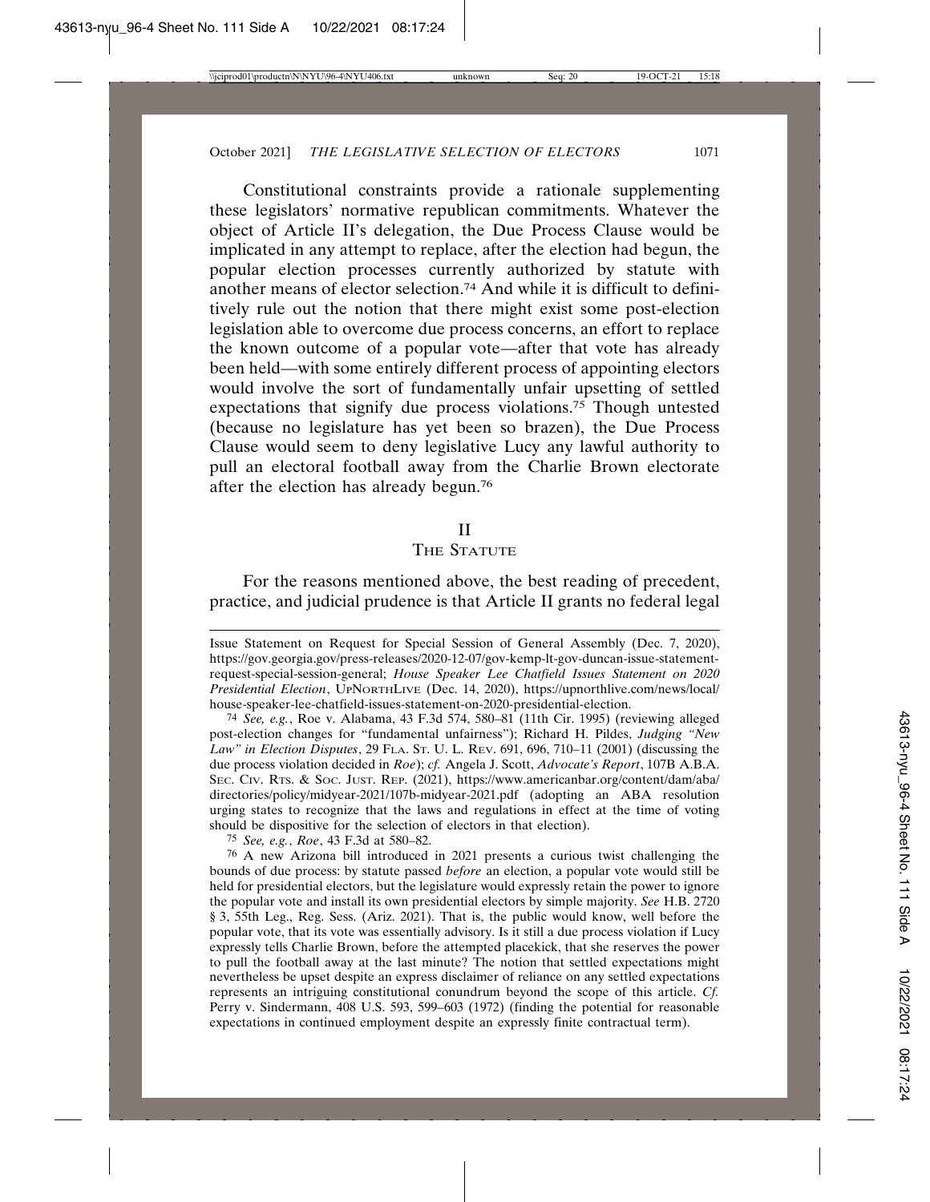Constitutional constraints provide a rationale supplementing these legislators' normative republican commitments. Whatever the object of Article II's delegation, the Due Process Clause would be implicated in any attempt to replace, after the election had begun, the popular election processes currently authorized by statute with another means of elector selection.[74] And while it is difficult to definitively rule out the notion that there might exist some post-election legislation able to overcome due process concerns, an effort to replace the known outcome of a popular vote—after that vote has already been held—with some entirely different process of appointing electors would involve the sort of fundamentally unfair upsetting of settled expectations that signify due process violations.[75] Though untested (because no legislature has yet been so brazen), the Due Process Clause would seem to deny legislative Lucy any lawful authority to pull an electoral football away from the Charlie Brown electorate after the election has already begun.[76]

## II
## The Statute

For the reasons mentioned above, the best reading of precedent, practice, and judicial prudence is that Article II grants no federal legal

---

Issue Statement on Request for Special Session of General Assembly (Dec. 7, 2020), https://gov.georgia.gov/press-releases/2020-12-07/gov-kemp-lt-gov-duncan-issue-statement-request-special-session-general; *House Speaker Lee Chatfield Issues Statement on 2020 Presidential Election*, UpNorthLive (Dec. 14, 2020), https://upnorthlive.com/news/local/house-speaker-lee-chatfield-issues-statement-on-2020-presidential-election.

[74] *See, e.g.*, Roe v. Alabama, 43 F.3d 574, 580–81 (11th Cir. 1995) (reviewing alleged post-election changes for "fundamental unfairness"); Richard H. Pildes, *Judging "New Law" in Election Disputes*, 29 Fla. St. U. L. Rev. 691, 696, 710–11 (2001) (discussing the due process violation decided in *Roe*); *cf.* Angela J. Scott, *Advocate's Report*, 107B A.B.A. Sec. Civ. Rts. & Soc. Just. Rep. (2021), https://www.americanbar.org/content/dam/aba/directories/policy/midyear-2021/107b-midyear-2021.pdf (adopting an ABA resolution urging states to recognize that the laws and regulations in effect at the time of voting should be dispositive for the selection of electors in that election).

[75] *See, e.g.*, *Roe*, 43 F.3d at 580–82.

[76] A new Arizona bill introduced in 2021 presents a curious twist challenging the bounds of due process: by statute passed *before* an election, a popular vote would still be held for presidential electors, but the legislature would expressly retain the power to ignore the popular vote and install its own presidential electors by simple majority. *See* H.B. 2720 § 3, 55th Leg., Reg. Sess. (Ariz. 2021). That is, the public would know, well before the popular vote, that its vote was essentially advisory. Is it still a due process violation if Lucy expressly tells Charlie Brown, before the attempted placekick, that she reserves the power to pull the football away at the last minute? The notion that settled expectations might nevertheless be upset despite an express disclaimer of reliance on any settled expectations represents an intriguing constitutional conundrum beyond the scope of this article. *Cf.* Perry v. Sindermann, 408 U.S. 593, 599–603 (1972) (finding the potential for reasonable expectations in continued employment despite an expressly finite contractual term).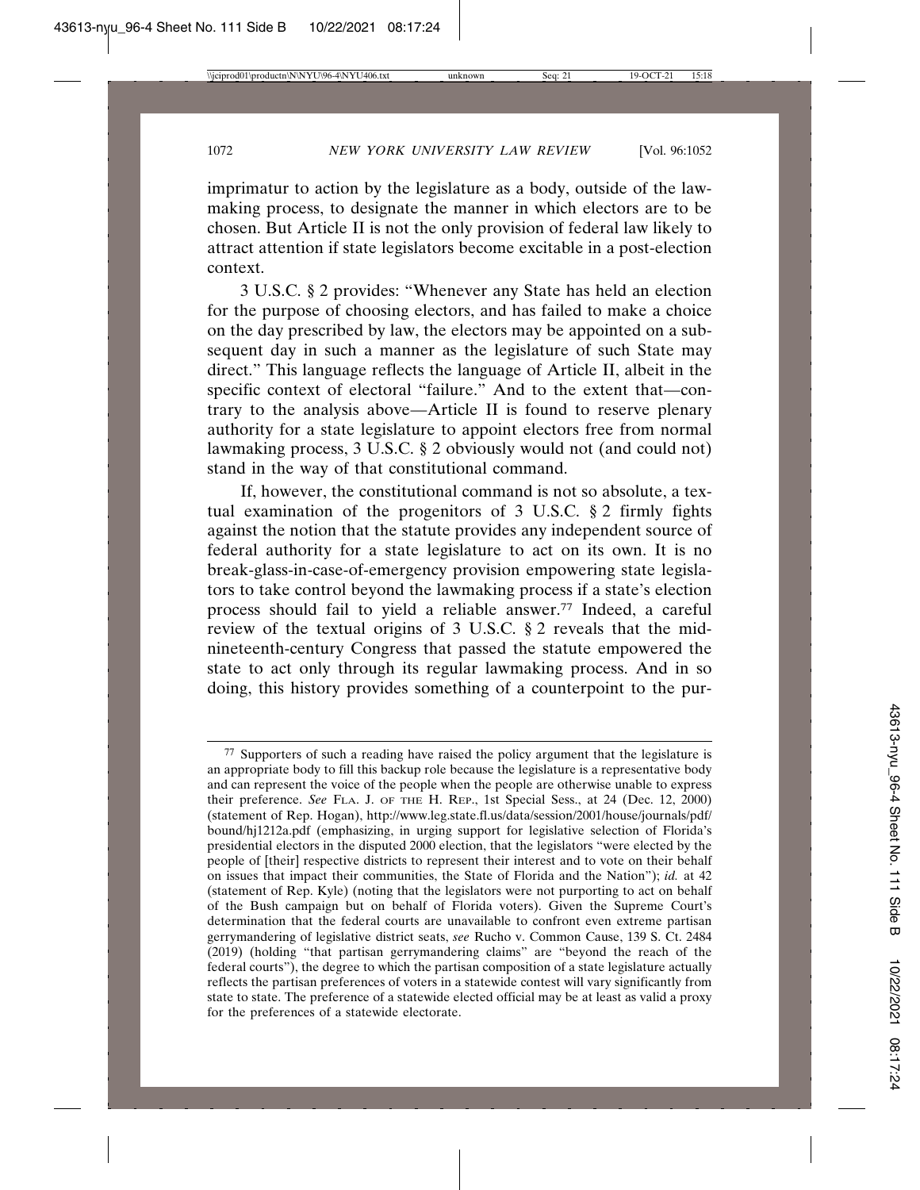imprimatur to action by the legislature as a body, outside of the lawmaking process, to designate the manner in which electors are to be chosen. But Article II is not the only provision of federal law likely to attract attention if state legislators become excitable in a post-election context.

3 U.S.C. § 2 provides: "Whenever any State has held an election for the purpose of choosing electors, and has failed to make a choice on the day prescribed by law, the electors may be appointed on a subsequent day in such a manner as the legislature of such State may direct." This language reflects the language of Article II, albeit in the specific context of electoral "failure." And to the extent that—contrary to the analysis above—Article II is found to reserve plenary authority for a state legislature to appoint electors free from normal lawmaking process, 3 U.S.C. § 2 obviously would not (and could not) stand in the way of that constitutional command.

If, however, the constitutional command is not so absolute, a textual examination of the progenitors of 3 U.S.C. § 2 firmly fights against the notion that the statute provides any independent source of federal authority for a state legislature to act on its own. It is no break-glass-in-case-of-emergency provision empowering state legislators to take control beyond the lawmaking process if a state's election process should fail to yield a reliable answer.[77] Indeed, a careful review of the textual origins of 3 U.S.C. § 2 reveals that the mid-nineteenth-century Congress that passed the statute empowered the state to act only through its regular lawmaking process. And in so doing, this history provides something of a counterpoint to the pur-

[77] Supporters of such a reading have raised the policy argument that the legislature is an appropriate body to fill this backup role because the legislature is a representative body and can represent the voice of the people when the people are otherwise unable to express their preference. *See* FLA. J. OF THE H. REP., 1st Special Sess., at 24 (Dec. 12, 2000) (statement of Rep. Hogan), http://www.leg.state.fl.us/data/session/2001/house/journals/pdf/bound/hj1212a.pdf (emphasizing, in urging support for legislative selection of Florida's presidential electors in the disputed 2000 election, that the legislators "were elected by the people of [their] respective districts to represent their interest and to vote on their behalf on issues that impact their communities, the State of Florida and the Nation"); *id.* at 42 (statement of Rep. Kyle) (noting that the legislators were not purporting to act on behalf of the Bush campaign but on behalf of Florida voters). Given the Supreme Court's determination that the federal courts are unavailable to confront even extreme partisan gerrymandering of legislative district seats, *see* Rucho v. Common Cause, 139 S. Ct. 2484 (2019) (holding "that partisan gerrymandering claims" are "beyond the reach of the federal courts"), the degree to which the partisan composition of a state legislature actually reflects the partisan preferences of voters in a statewide contest will vary significantly from state to state. The preference of a statewide elected official may be at least as valid a proxy for the preferences of a statewide electorate.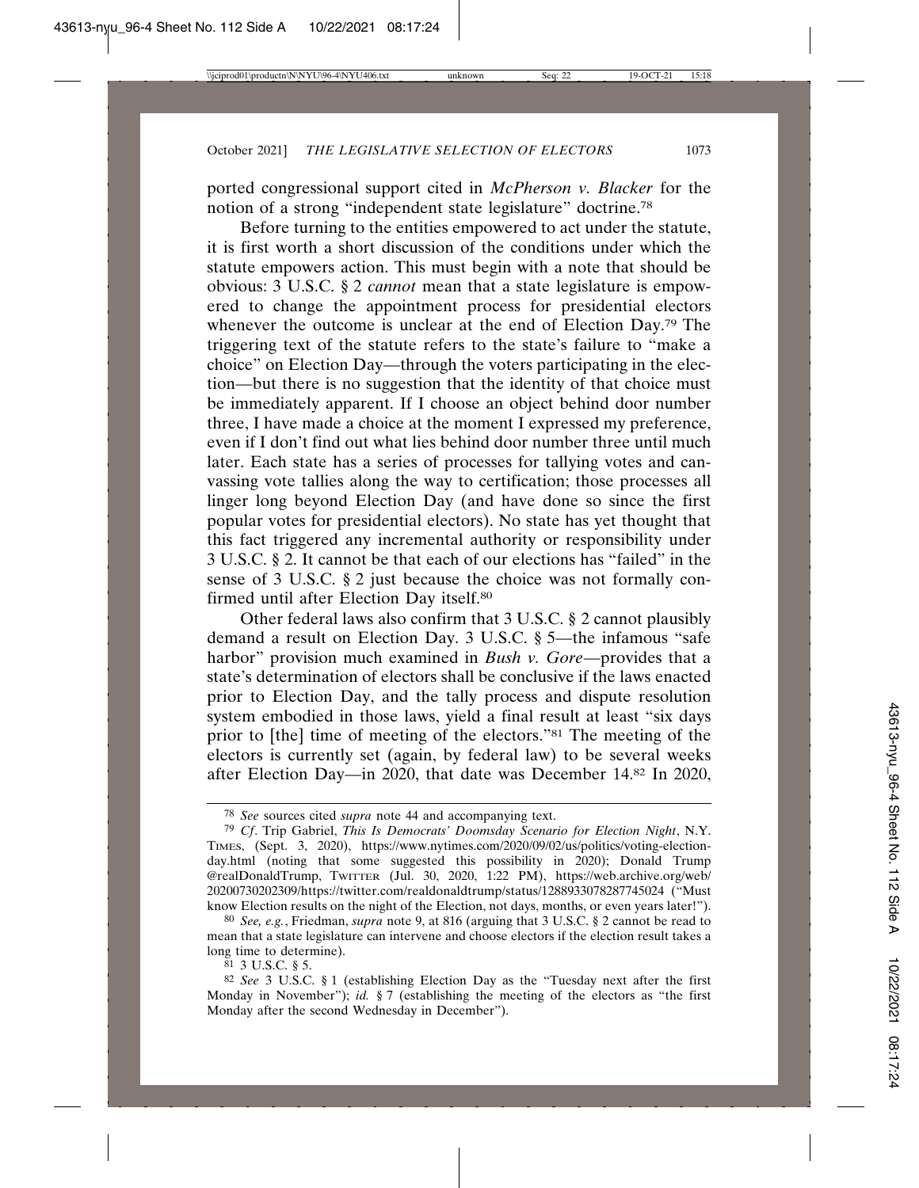ported congressional support cited in *McPherson v. Blacker* for the notion of a strong "independent state legislature" doctrine.[78]

Before turning to the entities empowered to act under the statute, it is first worth a short discussion of the conditions under which the statute empowers action. This must begin with a note that should be obvious: 3 U.S.C. § 2 *cannot* mean that a state legislature is empowered to change the appointment process for presidential electors whenever the outcome is unclear at the end of Election Day.[79] The triggering text of the statute refers to the state's failure to "make a choice" on Election Day—through the voters participating in the election—but there is no suggestion that the identity of that choice must be immediately apparent. If I choose an object behind door number three, I have made a choice at the moment I expressed my preference, even if I don't find out what lies behind door number three until much later. Each state has a series of processes for tallying votes and canvassing vote tallies along the way to certification; those processes all linger long beyond Election Day (and have done so since the first popular votes for presidential electors). No state has yet thought that this fact triggered any incremental authority or responsibility under 3 U.S.C. § 2. It cannot be that each of our elections has "failed" in the sense of 3 U.S.C. § 2 just because the choice was not formally confirmed until after Election Day itself.[80]

Other federal laws also confirm that 3 U.S.C. § 2 cannot plausibly demand a result on Election Day. 3 U.S.C. § 5—the infamous "safe harbor" provision much examined in *Bush v. Gore*—provides that a state's determination of electors shall be conclusive if the laws enacted prior to Election Day, and the tally process and dispute resolution system embodied in those laws, yield a final result at least "six days prior to [the] time of meeting of the electors."[81] The meeting of the electors is currently set (again, by federal law) to be several weeks after Election Day—in 2020, that date was December 14.[82] In 2020,

---

[78] *See* sources cited *supra* note 44 and accompanying text.

[79] *Cf*. Trip Gabriel, *This Is Democrats' Doomsday Scenario for Election Night*, N.Y. TIMES, (Sept. 3, 2020), https://www.nytimes.com/2020/09/02/us/politics/voting-election-day.html (noting that some suggested this possibility in 2020); Donald Trump @realDonaldTrump, TWITTER (Jul. 30, 2020, 1:22 PM), https://web.archive.org/web/20200730202309/https://twitter.com/realdonaldtrump/status/1288933078287745024 ("Must know Election results on the night of the Election, not days, months, or even years later!").

[80] *See, e.g.*, Friedman, *supra* note 9, at 816 (arguing that 3 U.S.C. § 2 cannot be read to mean that a state legislature can intervene and choose electors if the election result takes a long time to determine).

[81] 3 U.S.C. § 5.

[82] *See* 3 U.S.C. § 1 (establishing Election Day as the "Tuesday next after the first Monday in November"); *id.* § 7 (establishing the meeting of the electors as "the first Monday after the second Wednesday in December").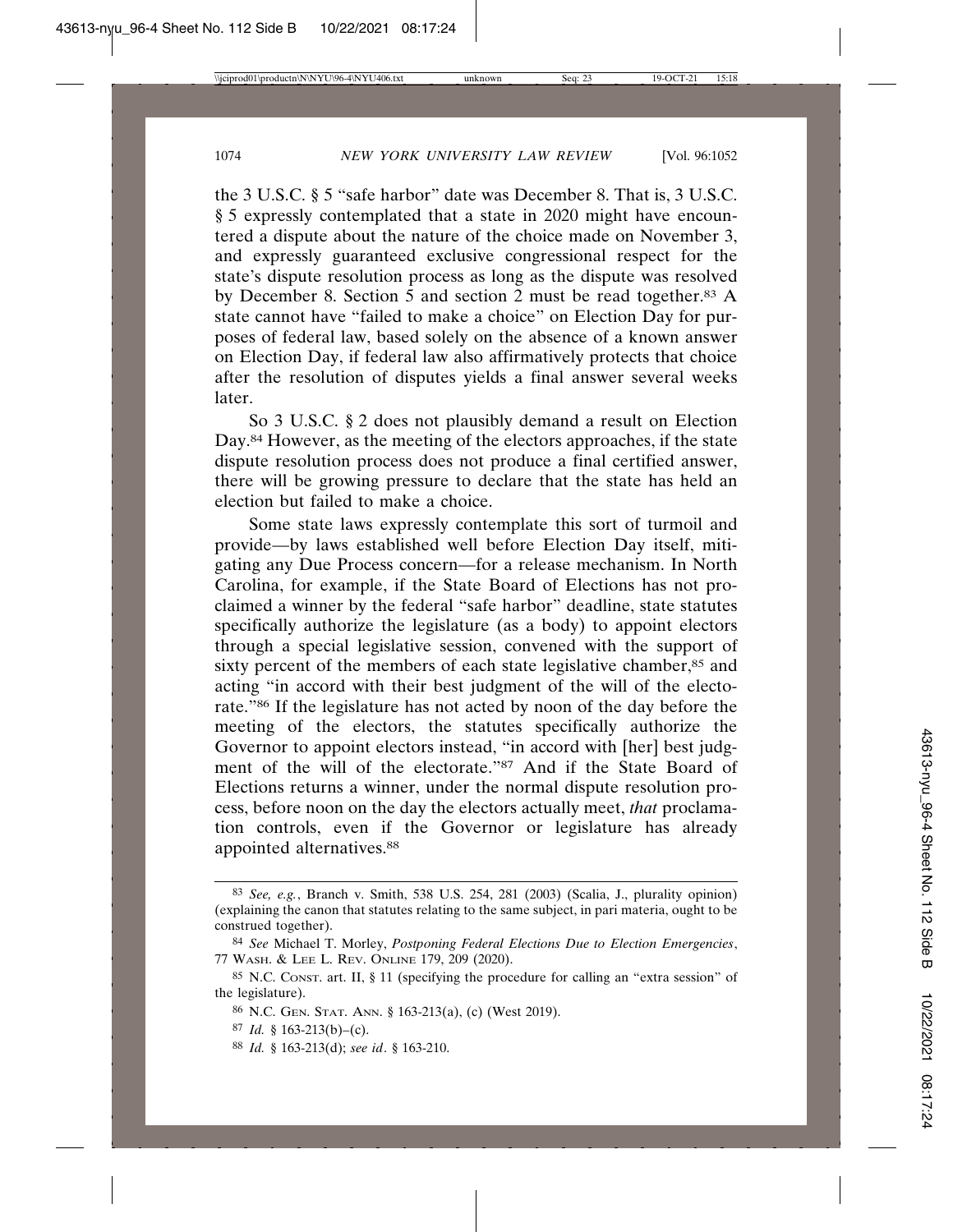the 3 U.S.C. § 5 "safe harbor" date was December 8. That is, 3 U.S.C. § 5 expressly contemplated that a state in 2020 might have encountered a dispute about the nature of the choice made on November 3, and expressly guaranteed exclusive congressional respect for the state's dispute resolution process as long as the dispute was resolved by December 8. Section 5 and section 2 must be read together.[83] A state cannot have "failed to make a choice" on Election Day for purposes of federal law, based solely on the absence of a known answer on Election Day, if federal law also affirmatively protects that choice after the resolution of disputes yields a final answer several weeks later.

So 3 U.S.C. § 2 does not plausibly demand a result on Election Day.[84] However, as the meeting of the electors approaches, if the state dispute resolution process does not produce a final certified answer, there will be growing pressure to declare that the state has held an election but failed to make a choice.

Some state laws expressly contemplate this sort of turmoil and provide—by laws established well before Election Day itself, mitigating any Due Process concern—for a release mechanism. In North Carolina, for example, if the State Board of Elections has not proclaimed a winner by the federal "safe harbor" deadline, state statutes specifically authorize the legislature (as a body) to appoint electors through a special legislative session, convened with the support of sixty percent of the members of each state legislative chamber,[85] and acting "in accord with their best judgment of the will of the electorate."[86] If the legislature has not acted by noon of the day before the meeting of the electors, the statutes specifically authorize the Governor to appoint electors instead, "in accord with [her] best judgment of the will of the electorate."[87] And if the State Board of Elections returns a winner, under the normal dispute resolution process, before noon on the day the electors actually meet, *that* proclamation controls, even if the Governor or legislature has already appointed alternatives.[88]

---

[83] *See, e.g.*, Branch v. Smith, 538 U.S. 254, 281 (2003) (Scalia, J., plurality opinion) (explaining the canon that statutes relating to the same subject, in pari materia, ought to be construed together).

[84] *See* Michael T. Morley, *Postponing Federal Elections Due to Election Emergencies*, 77 WASH. & LEE L. REV. ONLINE 179, 209 (2020).

[85] N.C. CONST. art. II, § 11 (specifying the procedure for calling an "extra session" of the legislature).

[86] N.C. GEN. STAT. ANN. § 163-213(a), (c) (West 2019).

[87] *Id.* § 163-213(b)–(c).

[88] *Id.* § 163-213(d); *see id*. § 163-210.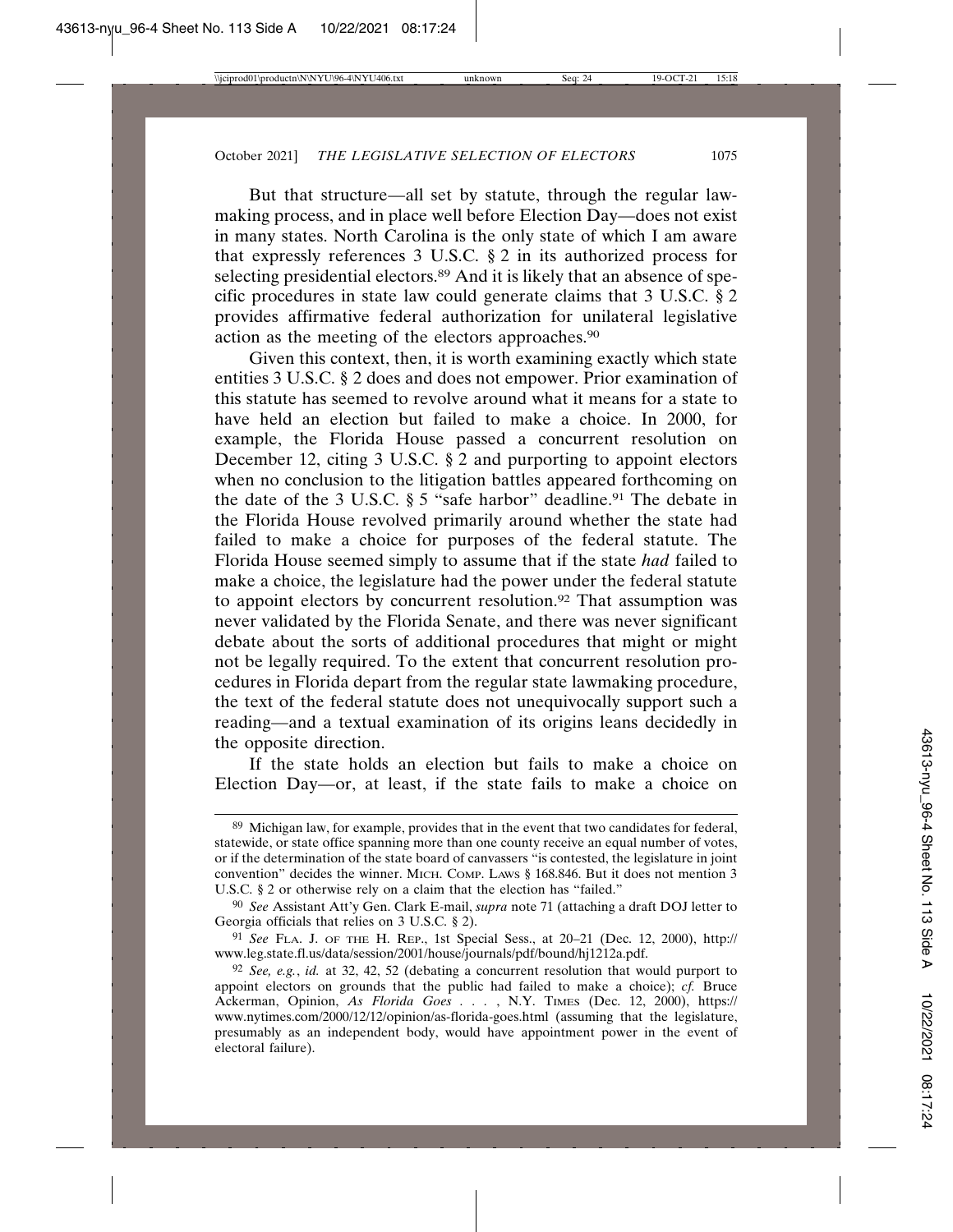But that structure—all set by statute, through the regular lawmaking process, and in place well before Election Day—does not exist in many states. North Carolina is the only state of which I am aware that expressly references 3 U.S.C. § 2 in its authorized process for selecting presidential electors.[89] And it is likely that an absence of specific procedures in state law could generate claims that 3 U.S.C. § 2 provides affirmative federal authorization for unilateral legislative action as the meeting of the electors approaches.[90]

Given this context, then, it is worth examining exactly which state entities 3 U.S.C. § 2 does and does not empower. Prior examination of this statute has seemed to revolve around what it means for a state to have held an election but failed to make a choice. In 2000, for example, the Florida House passed a concurrent resolution on December 12, citing 3 U.S.C. § 2 and purporting to appoint electors when no conclusion to the litigation battles appeared forthcoming on the date of the 3 U.S.C. § 5 "safe harbor" deadline.[91] The debate in the Florida House revolved primarily around whether the state had failed to make a choice for purposes of the federal statute. The Florida House seemed simply to assume that if the state *had* failed to make a choice, the legislature had the power under the federal statute to appoint electors by concurrent resolution.[92] That assumption was never validated by the Florida Senate, and there was never significant debate about the sorts of additional procedures that might or might not be legally required. To the extent that concurrent resolution procedures in Florida depart from the regular state lawmaking procedure, the text of the federal statute does not unequivocally support such a reading—and a textual examination of its origins leans decidedly in the opposite direction.

If the state holds an election but fails to make a choice on Election Day—or, at least, if the state fails to make a choice on

---

[89] Michigan law, for example, provides that in the event that two candidates for federal, statewide, or state office spanning more than one county receive an equal number of votes, or if the determination of the state board of canvassers "is contested, the legislature in joint convention" decides the winner. MICH. COMP. LAWS § 168.846. But it does not mention 3 U.S.C. § 2 or otherwise rely on a claim that the election has "failed."

[90] *See* Assistant Att'y Gen. Clark E-mail, *supra* note 71 (attaching a draft DOJ letter to Georgia officials that relies on 3 U.S.C. § 2).

[91] *See* FLA. J. OF THE H. REP., 1st Special Sess., at 20–21 (Dec. 12, 2000), http://www.leg.state.fl.us/data/session/2001/house/journals/pdf/bound/hj1212a.pdf.

[92] *See, e.g.*, *id.* at 32, 42, 52 (debating a concurrent resolution that would purport to appoint electors on grounds that the public had failed to make a choice); *cf.* Bruce Ackerman, Opinion, *As Florida Goes . . .* , N.Y. TIMES (Dec. 12, 2000), https://www.nytimes.com/2000/12/12/opinion/as-florida-goes.html (assuming that the legislature, presumably as an independent body, would have appointment power in the event of electoral failure).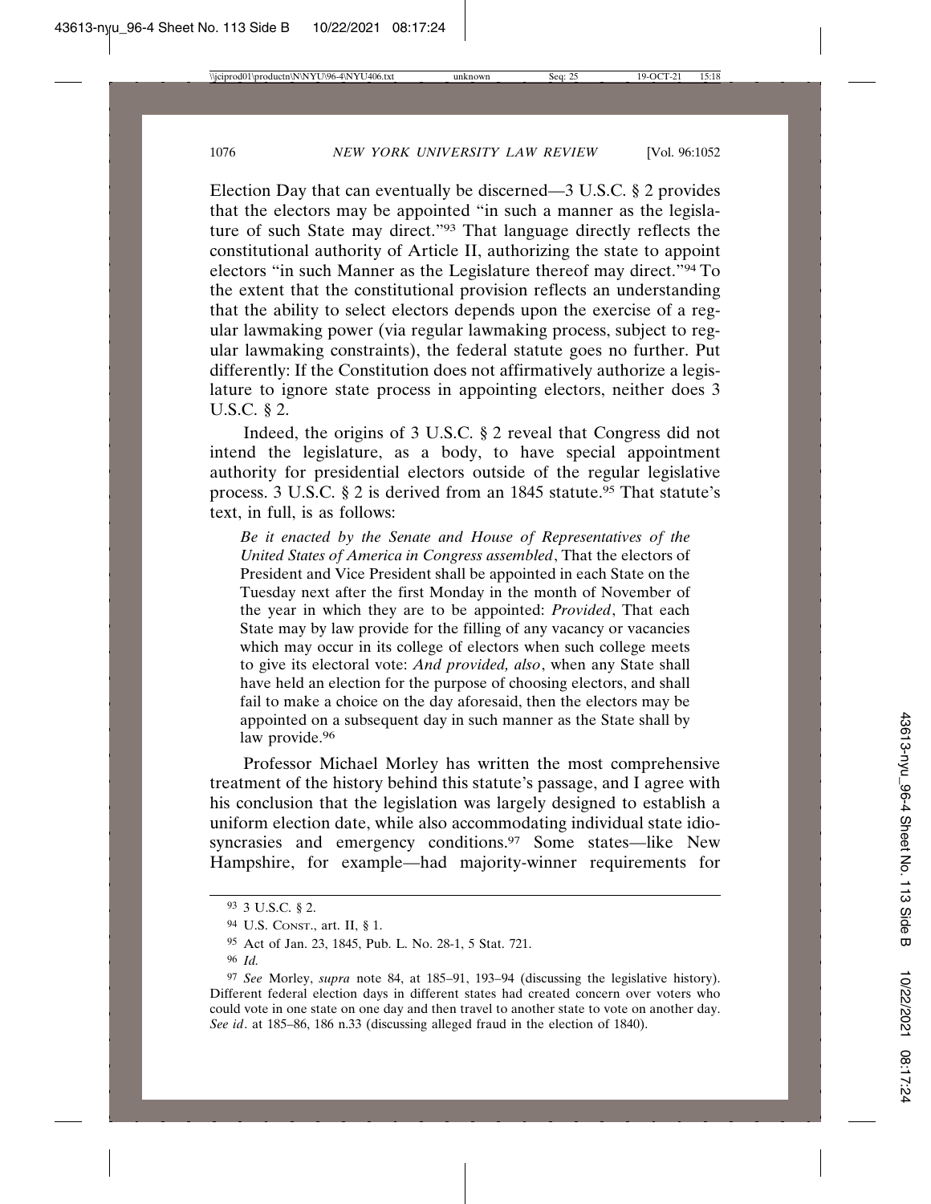Election Day that can eventually be discerned—3 U.S.C. § 2 provides that the electors may be appointed "in such a manner as the legislature of such State may direct."[93] That language directly reflects the constitutional authority of Article II, authorizing the state to appoint electors "in such Manner as the Legislature thereof may direct."[94] To the extent that the constitutional provision reflects an understanding that the ability to select electors depends upon the exercise of a regular lawmaking power (via regular lawmaking process, subject to regular lawmaking constraints), the federal statute goes no further. Put differently: If the Constitution does not affirmatively authorize a legislature to ignore state process in appointing electors, neither does 3 U.S.C. § 2.

Indeed, the origins of 3 U.S.C. § 2 reveal that Congress did not intend the legislature, as a body, to have special appointment authority for presidential electors outside of the regular legislative process. 3 U.S.C. § 2 is derived from an 1845 statute.[95] That statute's text, in full, is as follows:

> *Be it enacted by the Senate and House of Representatives of the United States of America in Congress assembled*, That the electors of President and Vice President shall be appointed in each State on the Tuesday next after the first Monday in the month of November of the year in which they are to be appointed: *Provided*, That each State may by law provide for the filling of any vacancy or vacancies which may occur in its college of electors when such college meets to give its electoral vote: *And provided, also*, when any State shall have held an election for the purpose of choosing electors, and shall fail to make a choice on the day aforesaid, then the electors may be appointed on a subsequent day in such manner as the State shall by law provide.[96]

Professor Michael Morley has written the most comprehensive treatment of the history behind this statute's passage, and I agree with his conclusion that the legislation was largely designed to establish a uniform election date, while also accommodating individual state idiosyncrasies and emergency conditions.[97] Some states—like New Hampshire, for example—had majority-winner requirements for

---

[93] 3 U.S.C. § 2.

[94] U.S. Const., art. II, § 1.

[95] Act of Jan. 23, 1845, Pub. L. No. 28-1, 5 Stat. 721.

[96] *Id.*

[97] *See* Morley, *supra* note 84, at 185–91, 193–94 (discussing the legislative history). Different federal election days in different states had created concern over voters who could vote in one state on one day and then travel to another state to vote on another day. *See id*. at 185–86, 186 n.33 (discussing alleged fraud in the election of 1840).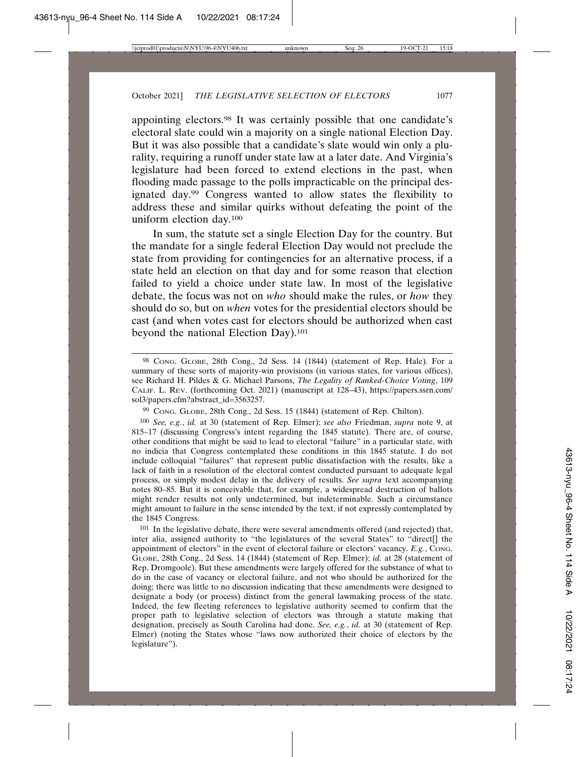appointing electors.[98] It was certainly possible that one candidate's electoral slate could win a majority on a single national Election Day. But it was also possible that a candidate's slate would win only a plurality, requiring a runoff under state law at a later date. And Virginia's legislature had been forced to extend elections in the past, when flooding made passage to the polls impracticable on the principal designated day.[99] Congress wanted to allow states the flexibility to address these and similar quirks without defeating the point of the uniform election day.[100]

In sum, the statute set a single Election Day for the country. But the mandate for a single federal Election Day would not preclude the state from providing for contingencies for an alternative process, if a state held an election on that day and for some reason that election failed to yield a choice under state law. In most of the legislative debate, the focus was not on *who* should make the rules, or *how* they should do so, but on *when* votes for the presidential electors should be cast (and when votes cast for electors should be authorized when cast beyond the national Election Day).[101]

---

[98] CONG. GLOBE, 28th Cong., 2d Sess. 14 (1844) (statement of Rep. Hale). For a summary of these sorts of majority-win provisions (in various states, for various offices), see Richard H. Pildes & G. Michael Parsons, *The Legality of Ranked-Choice Voting*, 109 CALIF. L. REV. (forthcoming Oct. 2021) (manuscript at 128–43), https://papers.ssrn.com/sol3/papers.cfm?abstract_id=3563257.

[99] CONG. GLOBE, 28th Cong., 2d Sess. 15 (1844) (statement of Rep. Chilton).

[100] *See, e.g.*, *id.* at 30 (statement of Rep. Elmer); *see also* Friedman, *supra* note 9, at 815–17 (discussing Congress's intent regarding the 1845 statute). There are, of course, other conditions that might be said to lead to electoral "failure" in a particular state, with no indicia that Congress contemplated these conditions in this 1845 statute. I do not include colloquial "failures" that represent public dissatisfaction with the results, like a lack of faith in a resolution of the electoral contest conducted pursuant to adequate legal process, or simply modest delay in the delivery of results. *See supra* text accompanying notes 80–85. But it is conceivable that, for example, a widespread destruction of ballots might render results not only undetermined, but indeterminable. Such a circumstance might amount to failure in the sense intended by the text, if not expressly contemplated by the 1845 Congress.

[101] In the legislative debate, there were several amendments offered (and rejected) that, inter alia, assigned authority to "the legislatures of the several States" to "direct[] the appointment of electors" in the event of electoral failure or electors' vacancy. *E.g.*, CONG. GLOBE, 28th Cong., 2d Sess. 14 (1844) (statement of Rep. Elmer); *id.* at 28 (statement of Rep. Dromgoole). But these amendments were largely offered for the substance of what to do in the case of vacancy or electoral failure, and not who should be authorized for the doing; there was little to no discussion indicating that these amendments were designed to designate a body (or process) distinct from the general lawmaking process of the state. Indeed, the few fleeting references to legislative authority seemed to confirm that the proper path to legislative selection of electors was through a statute making that designation, precisely as South Carolina had done. *See, e.g.*, *id.* at 30 (statement of Rep. Elmer) (noting the States whose "laws now authorized their choice of electors by the legislature").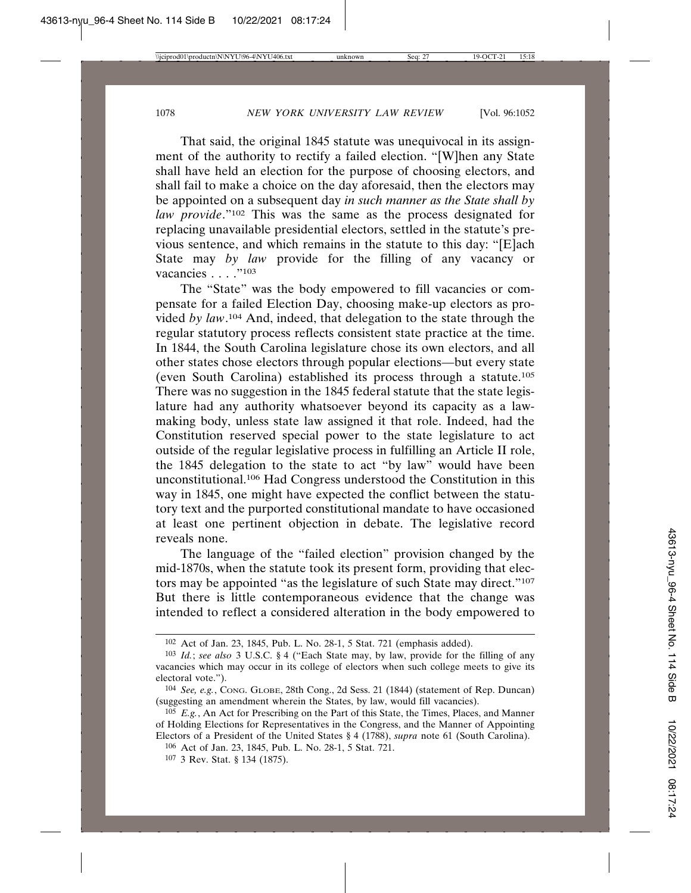That said, the original 1845 statute was unequivocal in its assignment of the authority to rectify a failed election. "[W]hen any State shall have held an election for the purpose of choosing electors, and shall fail to make a choice on the day aforesaid, then the electors may be appointed on a subsequent day *in such manner as the State shall by law provide*."[102] This was the same as the process designated for replacing unavailable presidential electors, settled in the statute's previous sentence, and which remains in the statute to this day: "[E]ach State may *by law* provide for the filling of any vacancy or vacancies . . . ."[103]

The "State" was the body empowered to fill vacancies or compensate for a failed Election Day, choosing make-up electors as provided *by law*.[104] And, indeed, that delegation to the state through the regular statutory process reflects consistent state practice at the time. In 1844, the South Carolina legislature chose its own electors, and all other states chose electors through popular elections—but every state (even South Carolina) established its process through a statute.[105] There was no suggestion in the 1845 federal statute that the state legislature had any authority whatsoever beyond its capacity as a lawmaking body, unless state law assigned it that role. Indeed, had the Constitution reserved special power to the state legislature to act outside of the regular legislative process in fulfilling an Article II role, the 1845 delegation to the state to act "by law" would have been unconstitutional.[106] Had Congress understood the Constitution in this way in 1845, one might have expected the conflict between the statutory text and the purported constitutional mandate to have occasioned at least one pertinent objection in debate. The legislative record reveals none.

The language of the "failed election" provision changed by the mid-1870s, when the statute took its present form, providing that electors may be appointed "as the legislature of such State may direct."[107] But there is little contemporaneous evidence that the change was intended to reflect a considered alteration in the body empowered to

---

[102] Act of Jan. 23, 1845, Pub. L. No. 28-1, 5 Stat. 721 (emphasis added).

[103] *Id.*; *see also* 3 U.S.C. § 4 ("Each State may, by law, provide for the filling of any vacancies which may occur in its college of electors when such college meets to give its electoral vote.").

[104] *See, e.g.*, CONG. GLOBE, 28th Cong., 2d Sess. 21 (1844) (statement of Rep. Duncan) (suggesting an amendment wherein the States, by law, would fill vacancies).

[105] *E.g.*, An Act for Prescribing on the Part of this State, the Times, Places, and Manner of Holding Elections for Representatives in the Congress, and the Manner of Appointing Electors of a President of the United States § 4 (1788), *supra* note 61 (South Carolina).

[106] Act of Jan. 23, 1845, Pub. L. No. 28-1, 5 Stat. 721.

[107] 3 Rev. Stat. § 134 (1875).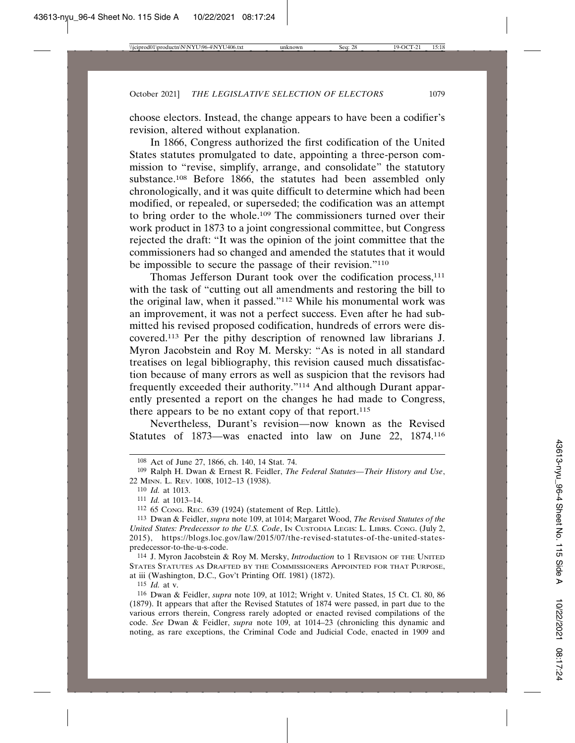choose electors. Instead, the change appears to have been a codifier's revision, altered without explanation.

In 1866, Congress authorized the first codification of the United States statutes promulgated to date, appointing a three-person commission to "revise, simplify, arrange, and consolidate" the statutory substance.[108] Before 1866, the statutes had been assembled only chronologically, and it was quite difficult to determine which had been modified, or repealed, or superseded; the codification was an attempt to bring order to the whole.[109] The commissioners turned over their work product in 1873 to a joint congressional committee, but Congress rejected the draft: "It was the opinion of the joint committee that the commissioners had so changed and amended the statutes that it would be impossible to secure the passage of their revision."[110]

Thomas Jefferson Durant took over the codification process,[111] with the task of "cutting out all amendments and restoring the bill to the original law, when it passed."[112] While his monumental work was an improvement, it was not a perfect success. Even after he had submitted his revised proposed codification, hundreds of errors were discovered.[113] Per the pithy description of renowned law librarians J. Myron Jacobstein and Roy M. Mersky: "As is noted in all standard treatises on legal bibliography, this revision caused much dissatisfaction because of many errors as well as suspicion that the revisors had frequently exceeded their authority."[114] And although Durant apparently presented a report on the changes he had made to Congress, there appears to be no extant copy of that report.[115]

Nevertheless, Durant's revision—now known as the Revised Statutes of 1873—was enacted into law on June 22, 1874.[116]

---

108 Act of June 27, 1866, ch. 140, 14 Stat. 74.

109 Ralph H. Dwan & Ernest R. Feidler, *The Federal Statutes—Their History and Use*, 22 MINN. L. REV. 1008, 1012–13 (1938).

110 *Id.* at 1013.

111 *Id.* at 1013–14.

112 65 CONG. REC. 639 (1924) (statement of Rep. Little).

113 Dwan & Feidler, *supra* note 109, at 1014; Margaret Wood, *The Revised Statutes of the United States: Predecessor to the U.S. Code*, IN CUSTODIA LEGIS: L. LIBRS. CONG. (July 2, 2015), https://blogs.loc.gov/law/2015/07/the-revised-statutes-of-the-united-states-predecessor-to-the-u-s-code.

114 J. Myron Jacobstein & Roy M. Mersky, *Introduction* to 1 REVISION OF THE UNITED STATES STATUTES AS DRAFTED BY THE COMMISSIONERS APPOINTED FOR THAT PURPOSE, at iii (Washington, D.C., Gov't Printing Off. 1981) (1872).

115 *Id.* at v.

116 Dwan & Feidler, *supra* note 109, at 1012; Wright v. United States, 15 Ct. Cl. 80, 86 (1879). It appears that after the Revised Statutes of 1874 were passed, in part due to the various errors therein, Congress rarely adopted or enacted revised compilations of the code. *See* Dwan & Feidler, *supra* note 109, at 1014–23 (chronicling this dynamic and noting, as rare exceptions, the Criminal Code and Judicial Code, enacted in 1909 and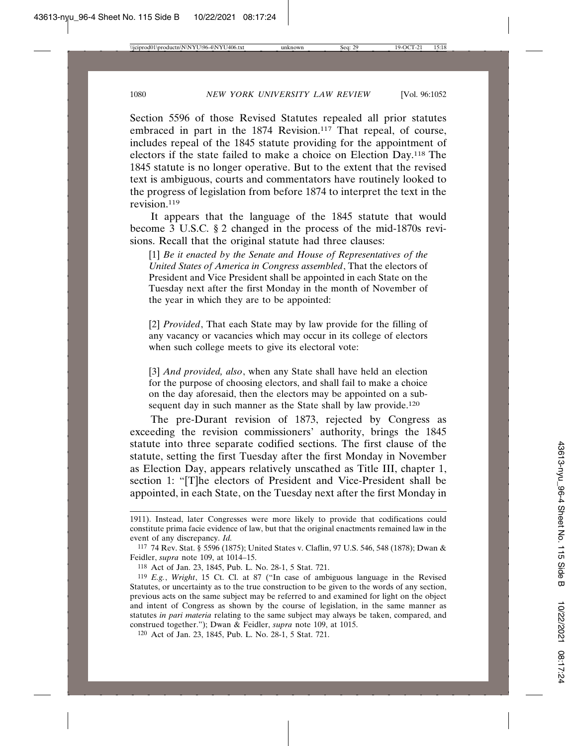Section 5596 of those Revised Statutes repealed all prior statutes embraced in part in the 1874 Revision.[117] That repeal, of course, includes repeal of the 1845 statute providing for the appointment of electors if the state failed to make a choice on Election Day.[118] The 1845 statute is no longer operative. But to the extent that the revised text is ambiguous, courts and commentators have routinely looked to the progress of legislation from before 1874 to interpret the text in the revision.[119]

It appears that the language of the 1845 statute that would become 3 U.S.C. § 2 changed in the process of the mid-1870s revisions. Recall that the original statute had three clauses:

> [1] *Be it enacted by the Senate and House of Representatives of the United States of America in Congress assembled*, That the electors of President and Vice President shall be appointed in each State on the Tuesday next after the first Monday in the month of November of the year in which they are to be appointed:
>
> [2] *Provided*, That each State may by law provide for the filling of any vacancy or vacancies which may occur in its college of electors when such college meets to give its electoral vote:
>
> [3] *And provided, also*, when any State shall have held an election for the purpose of choosing electors, and shall fail to make a choice on the day aforesaid, then the electors may be appointed on a subsequent day in such manner as the State shall by law provide.[120]

The pre-Durant revision of 1873, rejected by Congress as exceeding the revision commissioners' authority, brings the 1845 statute into three separate codified sections. The first clause of the statute, setting the first Tuesday after the first Monday in November as Election Day, appears relatively unscathed as Title III, chapter 1, section 1: "[T]he electors of President and Vice-President shall be appointed, in each State, on the Tuesday next after the first Monday in

---

1911). Instead, later Congresses were more likely to provide that codifications could constitute prima facie evidence of law, but that the original enactments remained law in the event of any discrepancy. *Id.*

[117] 74 Rev. Stat. § 5596 (1875); United States v. Claflin, 97 U.S. 546, 548 (1878); Dwan & Feidler, *supra* note 109, at 1014–15.

[118] Act of Jan. 23, 1845, Pub. L. No. 28-1, 5 Stat. 721.

[119] *E.g.*, *Wright*, 15 Ct. Cl. at 87 ("In case of ambiguous language in the Revised Statutes, or uncertainty as to the true construction to be given to the words of any section, previous acts on the same subject may be referred to and examined for light on the object and intent of Congress as shown by the course of legislation, in the same manner as statutes *in pari materia* relating to the same subject may always be taken, compared, and construed together."); Dwan & Feidler, *supra* note 109, at 1015.

[120] Act of Jan. 23, 1845, Pub. L. No. 28-1, 5 Stat. 721.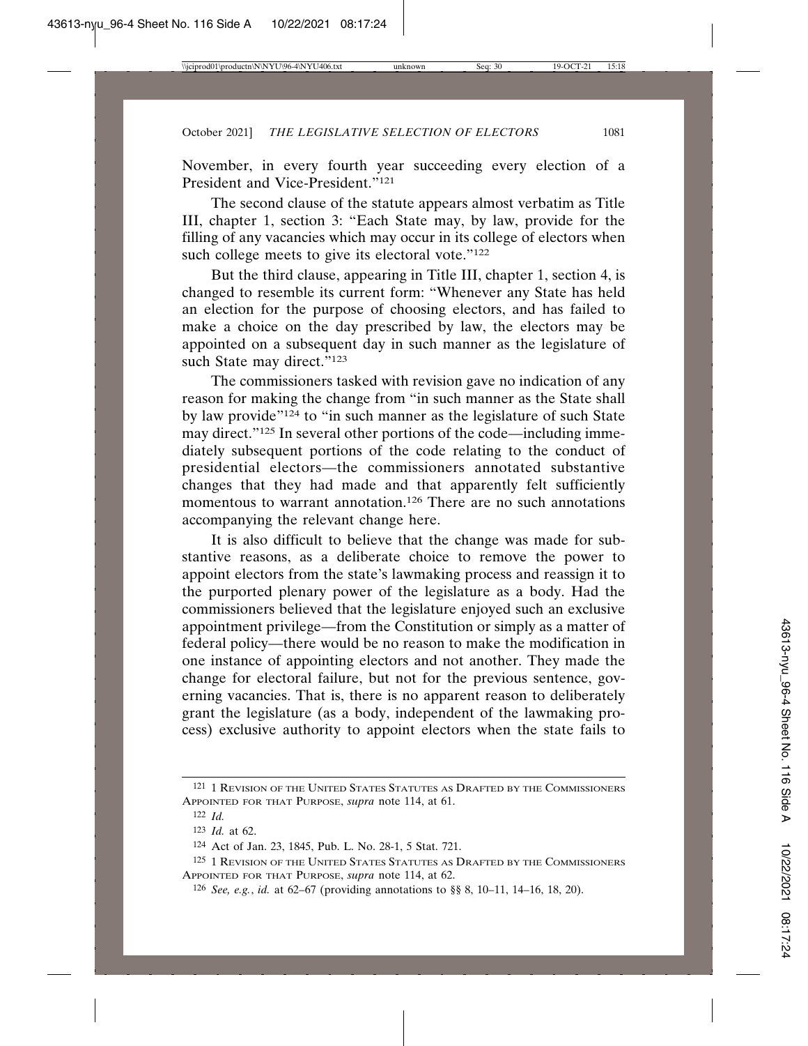November, in every fourth year succeeding every election of a President and Vice-President."[121]

The second clause of the statute appears almost verbatim as Title III, chapter 1, section 3: "Each State may, by law, provide for the filling of any vacancies which may occur in its college of electors when such college meets to give its electoral vote."[122]

But the third clause, appearing in Title III, chapter 1, section 4, is changed to resemble its current form: "Whenever any State has held an election for the purpose of choosing electors, and has failed to make a choice on the day prescribed by law, the electors may be appointed on a subsequent day in such manner as the legislature of such State may direct."[123]

The commissioners tasked with revision gave no indication of any reason for making the change from "in such manner as the State shall by law provide"[124] to "in such manner as the legislature of such State may direct."[125] In several other portions of the code—including immediately subsequent portions of the code relating to the conduct of presidential electors—the commissioners annotated substantive changes that they had made and that apparently felt sufficiently momentous to warrant annotation.[126] There are no such annotations accompanying the relevant change here.

It is also difficult to believe that the change was made for substantive reasons, as a deliberate choice to remove the power to appoint electors from the state's lawmaking process and reassign it to the purported plenary power of the legislature as a body. Had the commissioners believed that the legislature enjoyed such an exclusive appointment privilege—from the Constitution or simply as a matter of federal policy—there would be no reason to make the modification in one instance of appointing electors and not another. They made the change for electoral failure, but not for the previous sentence, governing vacancies. That is, there is no apparent reason to deliberately grant the legislature (as a body, independent of the lawmaking process) exclusive authority to appoint electors when the state fails to

---

[121] 1 Revision of the United States Statutes as Drafted by the Commissioners Appointed for that Purpose, *supra* note 114, at 61.

[122] *Id.*

[123] *Id.* at 62.

[124] Act of Jan. 23, 1845, Pub. L. No. 28-1, 5 Stat. 721.

[125] 1 Revision of the United States Statutes as Drafted by the Commissioners Appointed for that Purpose, *supra* note 114, at 62.

[126] *See, e.g.*, *id.* at 62–67 (providing annotations to §§ 8, 10–11, 14–16, 18, 20).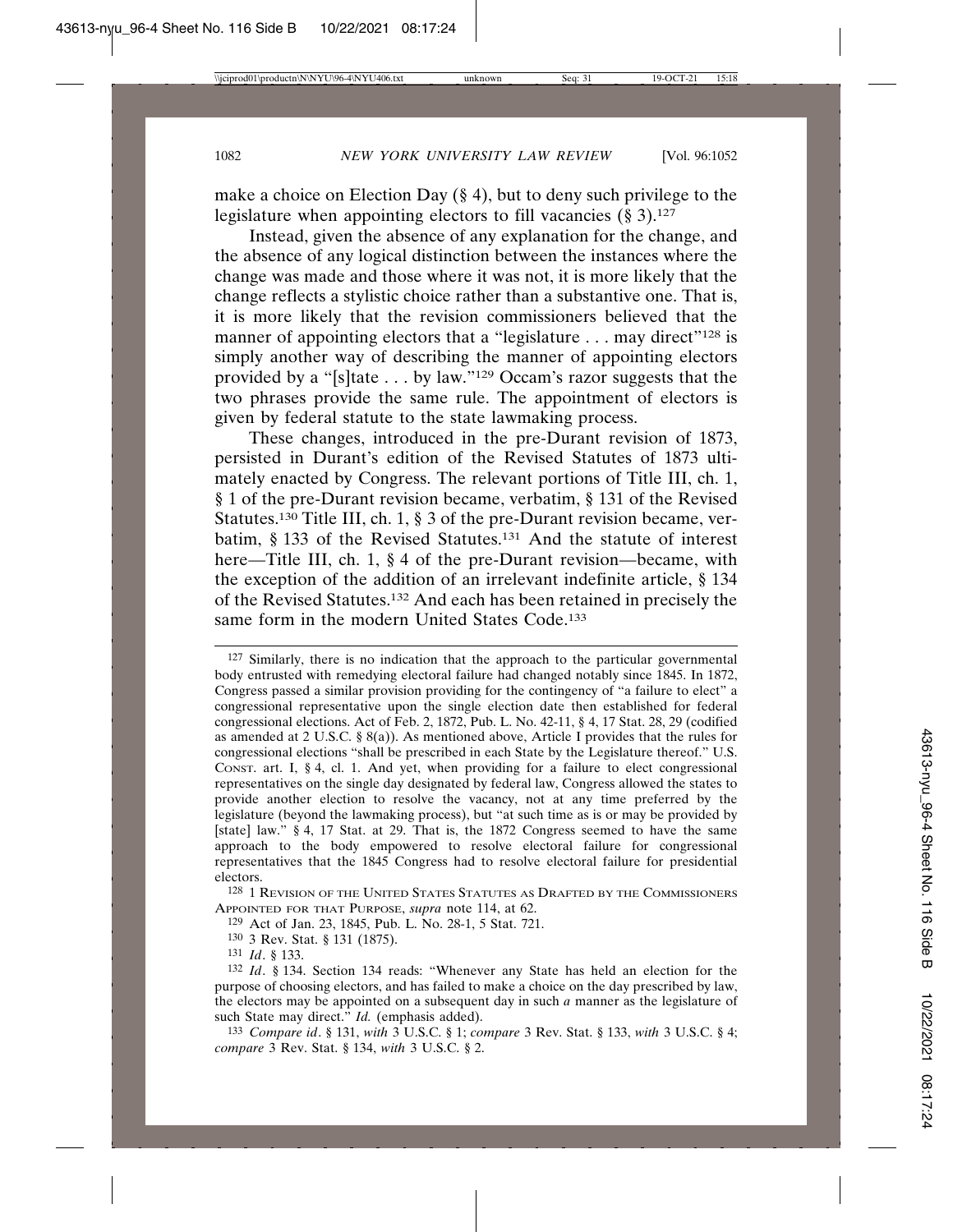make a choice on Election Day (§ 4), but to deny such privilege to the legislature when appointing electors to fill vacancies (§ 3).[127]

Instead, given the absence of any explanation for the change, and the absence of any logical distinction between the instances where the change was made and those where it was not, it is more likely that the change reflects a stylistic choice rather than a substantive one. That is, it is more likely that the revision commissioners believed that the manner of appointing electors that a "legislature . . . may direct"[128] is simply another way of describing the manner of appointing electors provided by a "[s]tate . . . by law."[129] Occam's razor suggests that the two phrases provide the same rule. The appointment of electors is given by federal statute to the state lawmaking process.

These changes, introduced in the pre-Durant revision of 1873, persisted in Durant's edition of the Revised Statutes of 1873 ultimately enacted by Congress. The relevant portions of Title III, ch. 1, § 1 of the pre-Durant revision became, verbatim, § 131 of the Revised Statutes.[130] Title III, ch. 1, § 3 of the pre-Durant revision became, verbatim, § 133 of the Revised Statutes.[131] And the statute of interest here—Title III, ch. 1, § 4 of the pre-Durant revision—became, with the exception of the addition of an irrelevant indefinite article, § 134 of the Revised Statutes.[132] And each has been retained in precisely the same form in the modern United States Code.[133]

---

[127] Similarly, there is no indication that the approach to the particular governmental body entrusted with remedying electoral failure had changed notably since 1845. In 1872, Congress passed a similar provision providing for the contingency of "a failure to elect" a congressional representative upon the single election date then established for federal congressional elections. Act of Feb. 2, 1872, Pub. L. No. 42-11, § 4, 17 Stat. 28, 29 (codified as amended at 2 U.S.C. § 8(a)). As mentioned above, Article I provides that the rules for congressional elections "shall be prescribed in each State by the Legislature thereof." U.S. CONST. art. I, § 4, cl. 1. And yet, when providing for a failure to elect congressional representatives on the single day designated by federal law, Congress allowed the states to provide another election to resolve the vacancy, not at any time preferred by the legislature (beyond the lawmaking process), but "at such time as is or may be provided by [state] law." § 4, 17 Stat. at 29. That is, the 1872 Congress seemed to have the same approach to the body empowered to resolve electoral failure for congressional representatives that the 1845 Congress had to resolve electoral failure for presidential electors.

[128] 1 REVISION OF THE UNITED STATES STATUTES AS DRAFTED BY THE COMMISSIONERS APPOINTED FOR THAT PURPOSE, *supra* note 114, at 62.

[129] Act of Jan. 23, 1845, Pub. L. No. 28-1, 5 Stat. 721.

[130] 3 Rev. Stat. § 131 (1875).

[131] *Id*. § 133.

[132] *Id*. § 134. Section 134 reads: "Whenever any State has held an election for the purpose of choosing electors, and has failed to make a choice on the day prescribed by law, the electors may be appointed on a subsequent day in such *a* manner as the legislature of such State may direct." *Id.* (emphasis added).

[133] *Compare id*. § 131, *with* 3 U.S.C. § 1; *compare* 3 Rev. Stat. § 133, *with* 3 U.S.C. § 4; *compare* 3 Rev. Stat. § 134, *with* 3 U.S.C. § 2.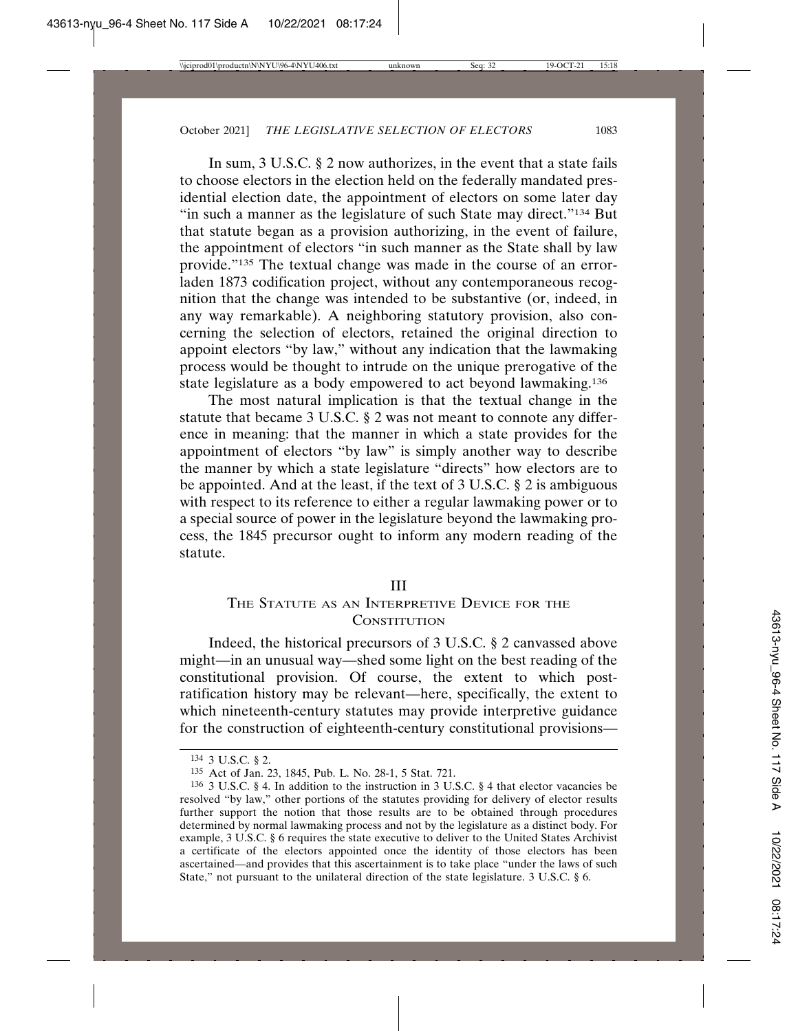In sum, 3 U.S.C. § 2 now authorizes, in the event that a state fails to choose electors in the election held on the federally mandated presidential election date, the appointment of electors on some later day "in such a manner as the legislature of such State may direct."[134] But that statute began as a provision authorizing, in the event of failure, the appointment of electors "in such manner as the State shall by law provide."[135] The textual change was made in the course of an error-laden 1873 codification project, without any contemporaneous recognition that the change was intended to be substantive (or, indeed, in any way remarkable). A neighboring statutory provision, also concerning the selection of electors, retained the original direction to appoint electors "by law," without any indication that the lawmaking process would be thought to intrude on the unique prerogative of the state legislature as a body empowered to act beyond lawmaking.[136]

The most natural implication is that the textual change in the statute that became 3 U.S.C. § 2 was not meant to connote any difference in meaning: that the manner in which a state provides for the appointment of electors "by law" is simply another way to describe the manner by which a state legislature "directs" how electors are to be appointed. And at the least, if the text of 3 U.S.C. § 2 is ambiguous with respect to its reference to either a regular lawmaking power or to a special source of power in the legislature beyond the lawmaking process, the 1845 precursor ought to inform any modern reading of the statute.

## III
## The Statute as an Interpretive Device for the Constitution

Indeed, the historical precursors of 3 U.S.C. § 2 canvassed above might—in an unusual way—shed some light on the best reading of the constitutional provision. Of course, the extent to which post-ratification history may be relevant—here, specifically, the extent to which nineteenth-century statutes may provide interpretive guidance for the construction of eighteenth-century constitutional provisions—

---

[134] 3 U.S.C. § 2.

[135] Act of Jan. 23, 1845, Pub. L. No. 28-1, 5 Stat. 721.

[136] 3 U.S.C. § 4. In addition to the instruction in 3 U.S.C. § 4 that elector vacancies be resolved "by law," other portions of the statutes providing for delivery of elector results further support the notion that those results are to be obtained through procedures determined by normal lawmaking process and not by the legislature as a distinct body. For example, 3 U.S.C. § 6 requires the state executive to deliver to the United States Archivist a certificate of the electors appointed once the identity of those electors has been ascertained—and provides that this ascertainment is to take place "under the laws of such State," not pursuant to the unilateral direction of the state legislature. 3 U.S.C. § 6.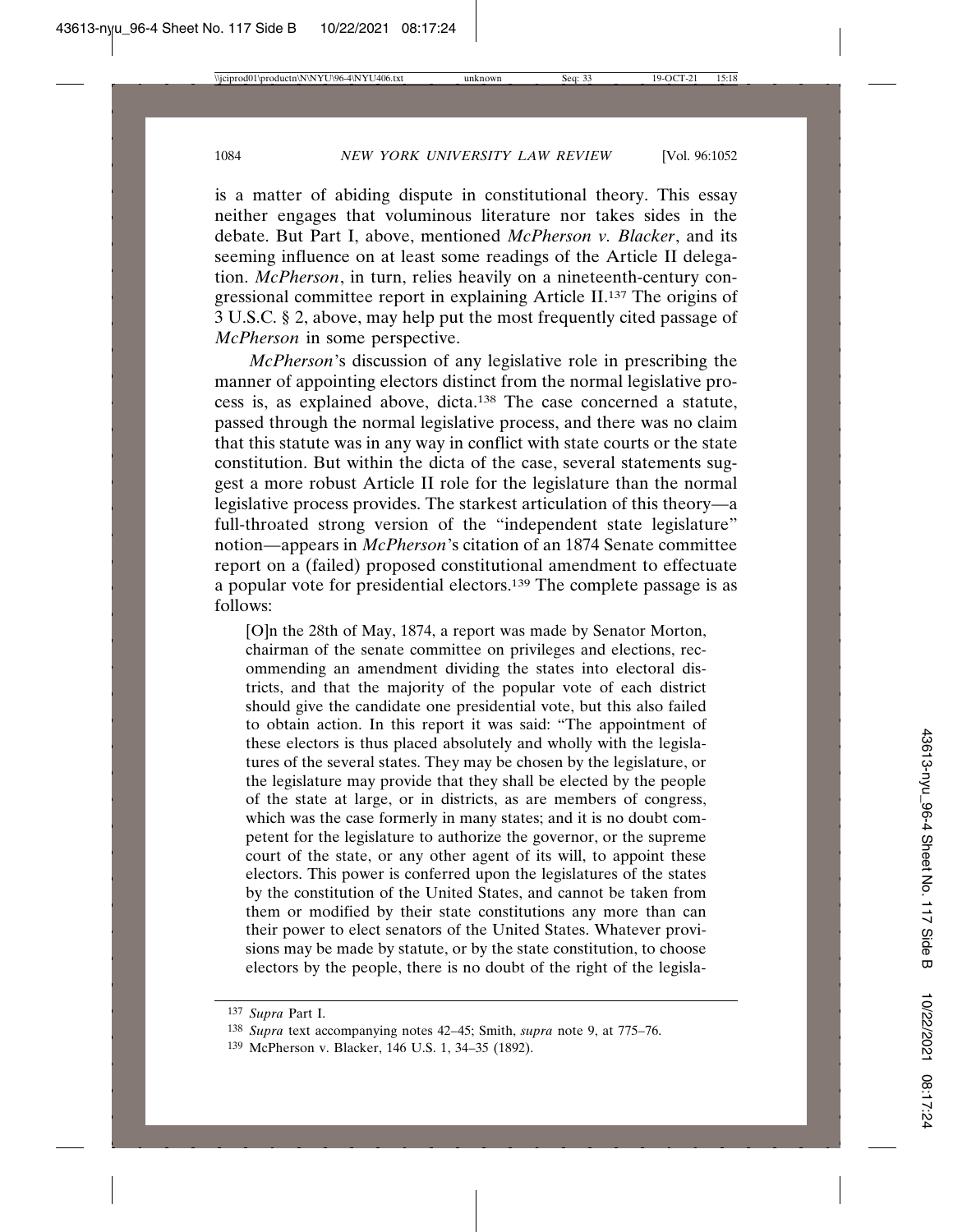is a matter of abiding dispute in constitutional theory. This essay neither engages that voluminous literature nor takes sides in the debate. But Part I, above, mentioned *McPherson v. Blacker*, and its seeming influence on at least some readings of the Article II delegation. *McPherson*, in turn, relies heavily on a nineteenth-century congressional committee report in explaining Article II.[137] The origins of 3 U.S.C. § 2, above, may help put the most frequently cited passage of *McPherson* in some perspective.

*McPherson*'s discussion of any legislative role in prescribing the manner of appointing electors distinct from the normal legislative process is, as explained above, dicta.[138] The case concerned a statute, passed through the normal legislative process, and there was no claim that this statute was in any way in conflict with state courts or the state constitution. But within the dicta of the case, several statements suggest a more robust Article II role for the legislature than the normal legislative process provides. The starkest articulation of this theory—a full-throated strong version of the "independent state legislature" notion—appears in *McPherson*'s citation of an 1874 Senate committee report on a (failed) proposed constitutional amendment to effectuate a popular vote for presidential electors.[139] The complete passage is as follows:

> [O]n the 28th of May, 1874, a report was made by Senator Morton, chairman of the senate committee on privileges and elections, recommending an amendment dividing the states into electoral districts, and that the majority of the popular vote of each district should give the candidate one presidential vote, but this also failed to obtain action. In this report it was said: "The appointment of these electors is thus placed absolutely and wholly with the legislatures of the several states. They may be chosen by the legislature, or the legislature may provide that they shall be elected by the people of the state at large, or in districts, as are members of congress, which was the case formerly in many states; and it is no doubt competent for the legislature to authorize the governor, or the supreme court of the state, or any other agent of its will, to appoint these electors. This power is conferred upon the legislatures of the states by the constitution of the United States, and cannot be taken from them or modified by their state constitutions any more than can their power to elect senators of the United States. Whatever provisions may be made by statute, or by the state constitution, to choose electors by the people, there is no doubt of the right of the legisla-

---

137 *Supra* Part I.

138 *Supra* text accompanying notes 42–45; Smith, *supra* note 9, at 775–76.

139 McPherson v. Blacker, 146 U.S. 1, 34–35 (1892).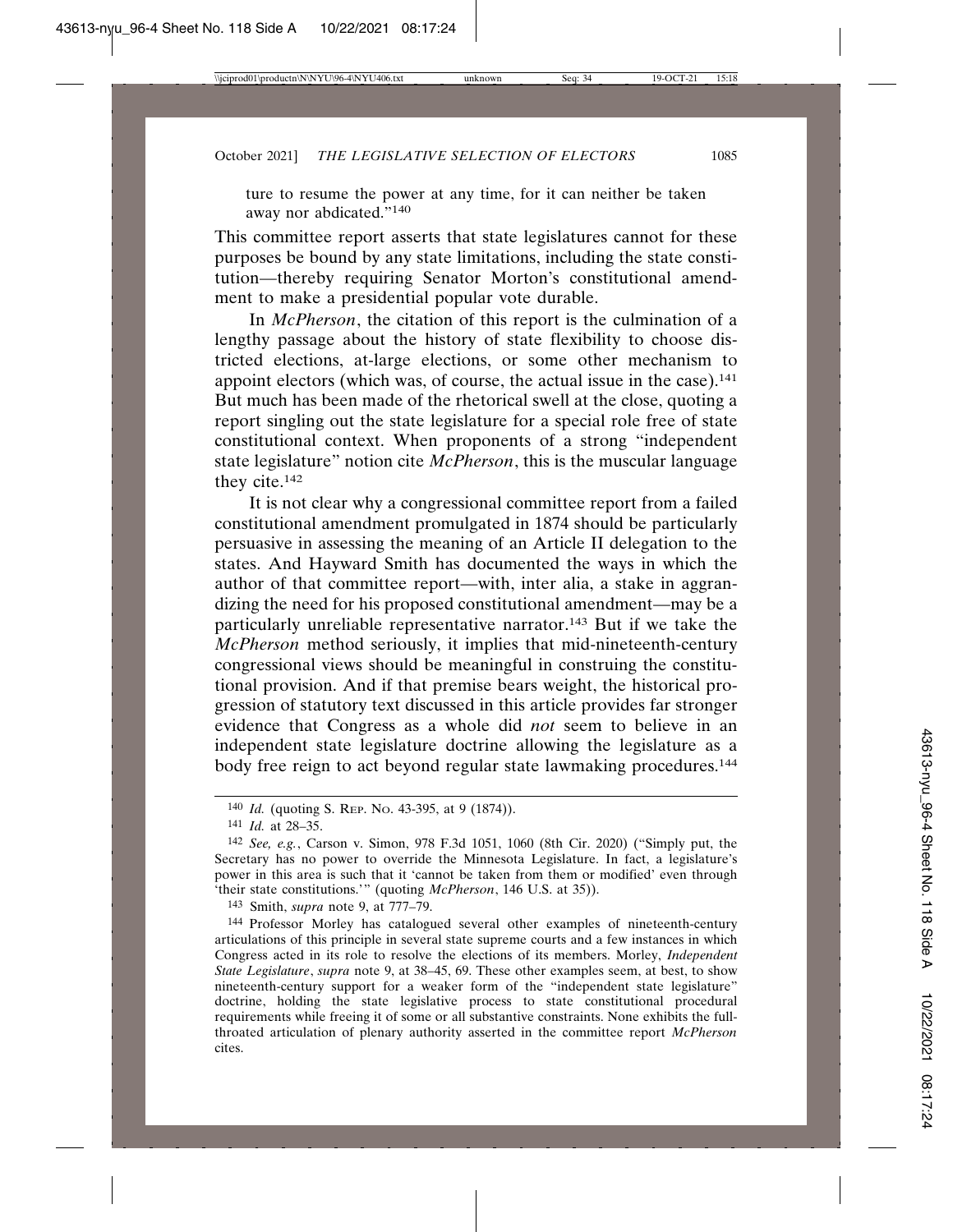ture to resume the power at any time, for it can neither be taken away nor abdicated."[140]

This committee report asserts that state legislatures cannot for these purposes be bound by any state limitations, including the state constitution—thereby requiring Senator Morton's constitutional amendment to make a presidential popular vote durable.

In *McPherson*, the citation of this report is the culmination of a lengthy passage about the history of state flexibility to choose districted elections, at-large elections, or some other mechanism to appoint electors (which was, of course, the actual issue in the case).[141] But much has been made of the rhetorical swell at the close, quoting a report singling out the state legislature for a special role free of state constitutional context. When proponents of a strong "independent state legislature" notion cite *McPherson*, this is the muscular language they cite.[142]

It is not clear why a congressional committee report from a failed constitutional amendment promulgated in 1874 should be particularly persuasive in assessing the meaning of an Article II delegation to the states. And Hayward Smith has documented the ways in which the author of that committee report—with, inter alia, a stake in aggrandizing the need for his proposed constitutional amendment—may be a particularly unreliable representative narrator.[143] But if we take the *McPherson* method seriously, it implies that mid-nineteenth-century congressional views should be meaningful in construing the constitutional provision. And if that premise bears weight, the historical progression of statutory text discussed in this article provides far stronger evidence that Congress as a whole did *not* seem to believe in an independent state legislature doctrine allowing the legislature as a body free reign to act beyond regular state lawmaking procedures.[144]

---

[140] *Id.* (quoting S. Rep. No. 43-395, at 9 (1874)).

[141] *Id.* at 28–35.

[142] *See, e.g.*, Carson v. Simon, 978 F.3d 1051, 1060 (8th Cir. 2020) ("Simply put, the Secretary has no power to override the Minnesota Legislature. In fact, a legislature's power in this area is such that it 'cannot be taken from them or modified' even through 'their state constitutions.'" (quoting *McPherson*, 146 U.S. at 35)).

[143] Smith, *supra* note 9, at 777–79.

[144] Professor Morley has catalogued several other examples of nineteenth-century articulations of this principle in several state supreme courts and a few instances in which Congress acted in its role to resolve the elections of its members. Morley, *Independent State Legislature*, *supra* note 9, at 38–45, 69. These other examples seem, at best, to show nineteenth-century support for a weaker form of the "independent state legislature" doctrine, holding the state legislative process to state constitutional procedural requirements while freeing it of some or all substantive constraints. None exhibits the full-throated articulation of plenary authority asserted in the committee report *McPherson* cites.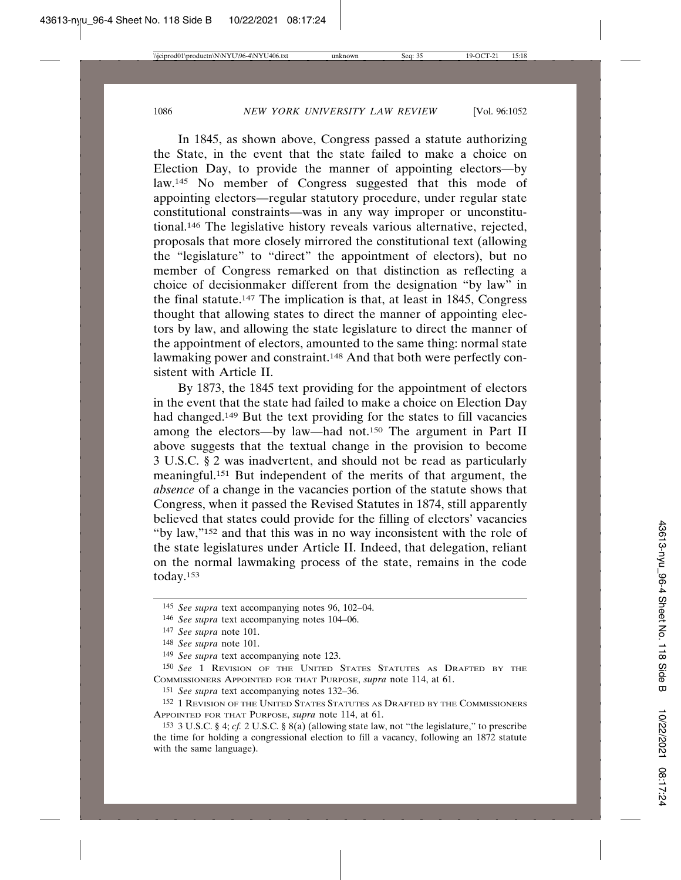In 1845, as shown above, Congress passed a statute authorizing the State, in the event that the state failed to make a choice on Election Day, to provide the manner of appointing electors—by law.[145] No member of Congress suggested that this mode of appointing electors—regular statutory procedure, under regular state constitutional constraints—was in any way improper or unconstitutional.[146] The legislative history reveals various alternative, rejected, proposals that more closely mirrored the constitutional text (allowing the "legislature" to "direct" the appointment of electors), but no member of Congress remarked on that distinction as reflecting a choice of decisionmaker different from the designation "by law" in the final statute.[147] The implication is that, at least in 1845, Congress thought that allowing states to direct the manner of appointing electors by law, and allowing the state legislature to direct the manner of the appointment of electors, amounted to the same thing: normal state lawmaking power and constraint.[148] And that both were perfectly consistent with Article II.

By 1873, the 1845 text providing for the appointment of electors in the event that the state had failed to make a choice on Election Day had changed.[149] But the text providing for the states to fill vacancies among the electors—by law—had not.[150] The argument in Part II above suggests that the textual change in the provision to become 3 U.S.C. § 2 was inadvertent, and should not be read as particularly meaningful.[151] But independent of the merits of that argument, the *absence* of a change in the vacancies portion of the statute shows that Congress, when it passed the Revised Statutes in 1874, still apparently believed that states could provide for the filling of electors' vacancies "by law,"[152] and that this was in no way inconsistent with the role of the state legislatures under Article II. Indeed, that delegation, reliant on the normal lawmaking process of the state, remains in the code today.[153]

---

[145] *See supra* text accompanying notes 96, 102–04.

[146] *See supra* text accompanying notes 104–06.

[147] *See supra* note 101.

[148] *See supra* note 101.

[149] *See supra* text accompanying note 123.

[150] *See* 1 Revision of the United States Statutes as Drafted by the Commissioners Appointed for that Purpose, *supra* note 114, at 61.

[151] *See supra* text accompanying notes 132–36.

[152] 1 Revision of the United States Statutes as Drafted by the Commissioners Appointed for that Purpose, *supra* note 114, at 61.

[153] 3 U.S.C. § 4; *cf.* 2 U.S.C. § 8(a) (allowing state law, not "the legislature," to prescribe the time for holding a congressional election to fill a vacancy, following an 1872 statute with the same language).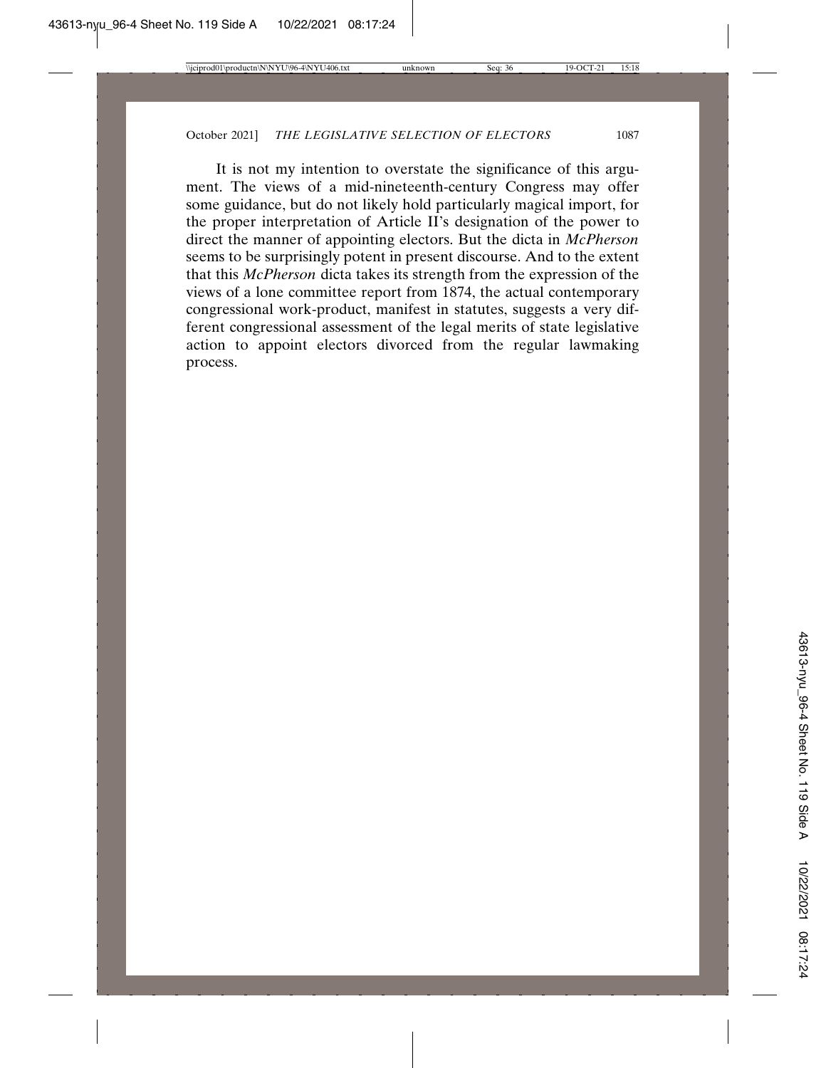It is not my intention to overstate the significance of this argument. The views of a mid-nineteenth-century Congress may offer some guidance, but do not likely hold particularly magical import, for the proper interpretation of Article II's designation of the power to direct the manner of appointing electors. But the dicta in *McPherson* seems to be surprisingly potent in present discourse. And to the extent that this *McPherson* dicta takes its strength from the expression of the views of a lone committee report from 1874, the actual contemporary congressional work-product, manifest in statutes, suggests a very different congressional assessment of the legal merits of state legislative action to appoint electors divorced from the regular lawmaking process.